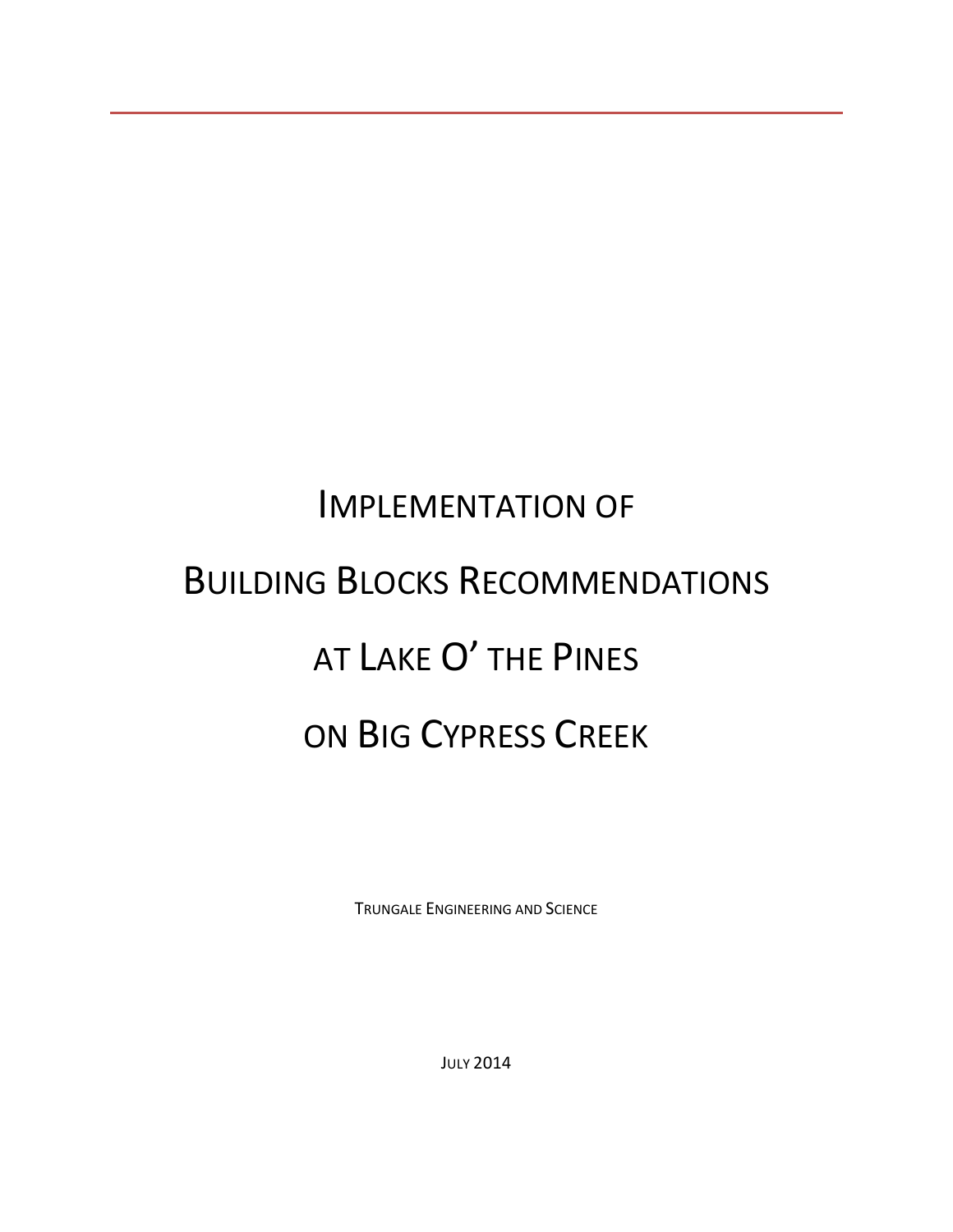# Implementation of Building Blocks Recommendations at Lake O' the Pines on Big Cypress Creek

Trungale Engineering and Science

July 2014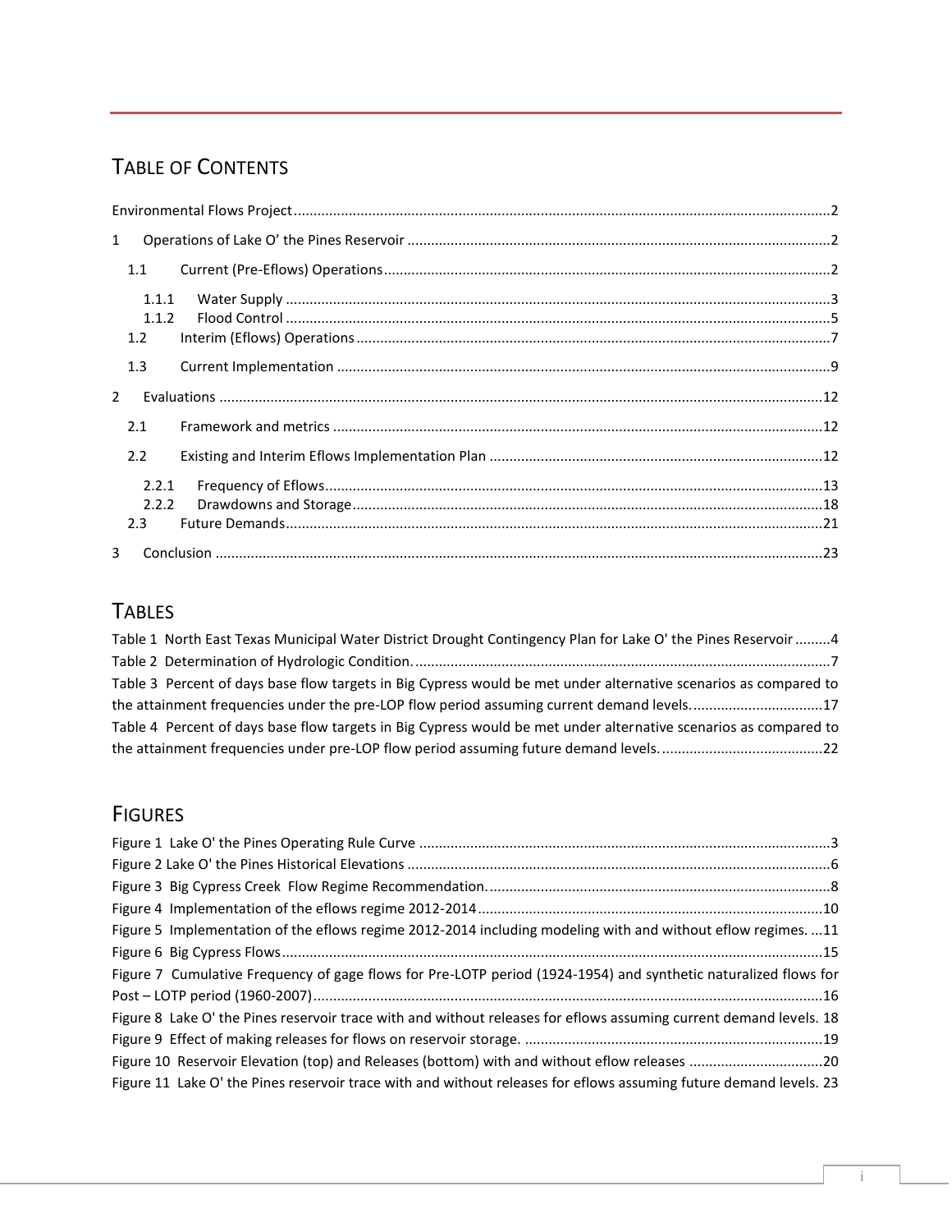# Table of Contents

Environmental Flows Project ........................................................................................................................................2

1 Operations of Lake O' the Pines Reservoir ..........................................................................................................2

1.1 Current (Pre-Eflows) Operations .................................................................................................................2

1.1.1 Water Supply ..........................................................................................................................................3

1.1.2 Flood Control ..........................................................................................................................................5

1.2 Interim (Eflows) Operations ..........................................................................................................................7

1.3 Current Implementation ................................................................................................................................9

2 Evaluations ..........................................................................................................................................................12

2.1 Framework and metrics ...............................................................................................................................12

2.2 Existing and Interim Eflows Implementation Plan .....................................................................................12

2.2.1 Frequency of Eflows ..............................................................................................................................13

2.2.2 Drawdowns and Storage ........................................................................................................................18

2.3 Future Demands ............................................................................................................................................21

3 Conclusion ...........................................................................................................................................................23

# Tables

Table 1 North East Texas Municipal Water District Drought Contingency Plan for Lake O' the Pines Reservoir .........4

Table 2 Determination of Hydrologic Condition. ..........................................................................................................7

Table 3 Percent of days base flow targets in Big Cypress would be met under alternative scenarios as compared to the attainment frequencies under the pre-LOP flow period assuming current demand levels. ................................17

Table 4 Percent of days base flow targets in Big Cypress would be met under alternative scenarios as compared to the attainment frequencies under pre-LOP flow period assuming future demand levels. .........................................22

# Figures

Figure 1 Lake O' the Pines Operating Rule Curve ........................................................................................................3

Figure 2 Lake O' the Pines Historical Elevations ..........................................................................................................6

Figure 3 Big Cypress Creek Flow Regime Recommendation. ......................................................................................8

Figure 4 Implementation of the eflows regime 2012-2014 .........................................................................................10

Figure 5 Implementation of the eflows regime 2012-2014 including modeling with and without eflow regimes. ...11

Figure 6 Big Cypress Flows ..........................................................................................................................................15

Figure 7 Cumulative Frequency of gage flows for Pre-LOTP period (1924-1954) and synthetic naturalized flows for Post – LOTP period (1960-2007) ..................................................................................................................................16

Figure 8 Lake O' the Pines reservoir trace with and without releases for eflows assuming current demand levels. 18

Figure 9 Effect of making releases for flows on reservoir storage. ...........................................................................19

Figure 10 Reservoir Elevation (top) and Releases (bottom) with and without eflow releases ..................................20

Figure 11 Lake O' the Pines reservoir trace with and without releases for eflows assuming future demand levels. 23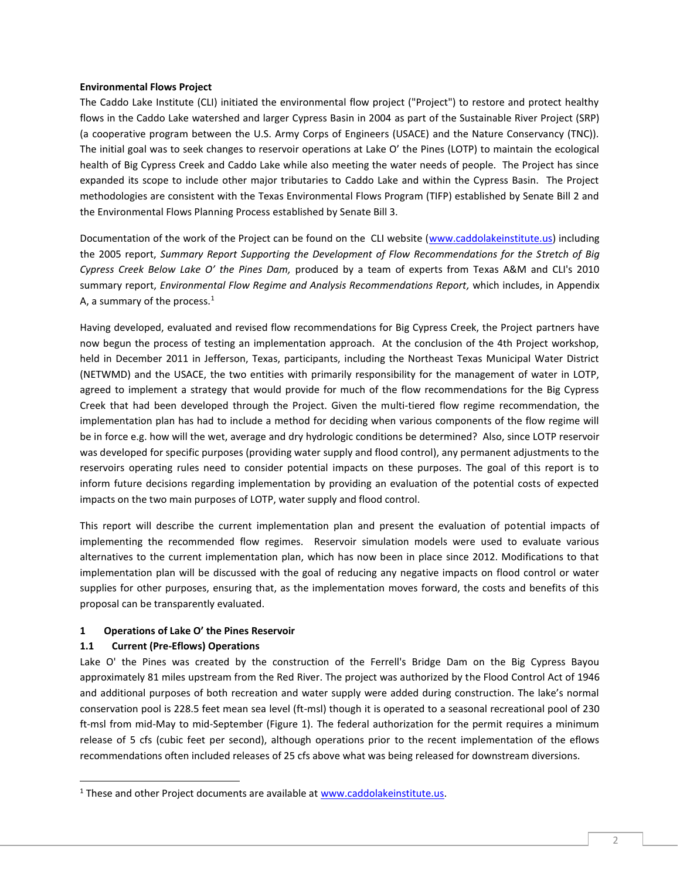**Environmental Flows Project**

The Caddo Lake Institute (CLI) initiated the environmental flow project ("Project") to restore and protect healthy flows in the Caddo Lake watershed and larger Cypress Basin in 2004 as part of the Sustainable River Project (SRP) (a cooperative program between the U.S. Army Corps of Engineers (USACE) and the Nature Conservancy (TNC)). The initial goal was to seek changes to reservoir operations at Lake O' the Pines (LOTP) to maintain the ecological health of Big Cypress Creek and Caddo Lake while also meeting the water needs of people. The Project has since expanded its scope to include other major tributaries to Caddo Lake and within the Cypress Basin. The Project methodologies are consistent with the Texas Environmental Flows Program (TIFP) established by Senate Bill 2 and the Environmental Flows Planning Process established by Senate Bill 3.

Documentation of the work of the Project can be found on the CLI website (www.caddolakeinstitute.us) including the 2005 report, *Summary Report Supporting the Development of Flow Recommendations for the Stretch of Big Cypress Creek Below Lake O' the Pines Dam,* produced by a team of experts from Texas A&M and CLI's 2010 summary report, *Environmental Flow Regime and Analysis Recommendations Report,* which includes, in Appendix A, a summary of the process.[1]

Having developed, evaluated and revised flow recommendations for Big Cypress Creek, the Project partners have now begun the process of testing an implementation approach. At the conclusion of the 4th Project workshop, held in December 2011 in Jefferson, Texas, participants, including the Northeast Texas Municipal Water District (NETWMD) and the USACE, the two entities with primarily responsibility for the management of water in LOTP, agreed to implement a strategy that would provide for much of the flow recommendations for the Big Cypress Creek that had been developed through the Project. Given the multi-tiered flow regime recommendation, the implementation plan has had to include a method for deciding when various components of the flow regime will be in force e.g. how will the wet, average and dry hydrologic conditions be determined? Also, since LOTP reservoir was developed for specific purposes (providing water supply and flood control), any permanent adjustments to the reservoirs operating rules need to consider potential impacts on these purposes. The goal of this report is to inform future decisions regarding implementation by providing an evaluation of the potential costs of expected impacts on the two main purposes of LOTP, water supply and flood control.

This report will describe the current implementation plan and present the evaluation of potential impacts of implementing the recommended flow regimes. Reservoir simulation models were used to evaluate various alternatives to the current implementation plan, which has now been in place since 2012. Modifications to that implementation plan will be discussed with the goal of reducing any negative impacts on flood control or water supplies for other purposes, ensuring that, as the implementation moves forward, the costs and benefits of this proposal can be transparently evaluated.

## 1 Operations of Lake O' the Pines Reservoir

### 1.1 Current (Pre-Eflows) Operations

Lake O' the Pines was created by the construction of the Ferrell's Bridge Dam on the Big Cypress Bayou approximately 81 miles upstream from the Red River. The project was authorized by the Flood Control Act of 1946 and additional purposes of both recreation and water supply were added during construction. The lake's normal conservation pool is 228.5 feet mean sea level (ft-msl) though it is operated to a seasonal recreational pool of 230 ft-msl from mid-May to mid-September (Figure 1). The federal authorization for the permit requires a minimum release of 5 cfs (cubic feet per second), although operations prior to the recent implementation of the eflows recommendations often included releases of 25 cfs above what was being released for downstream diversions.

---

[1] These and other Project documents are available at www.caddolakeinstitute.us.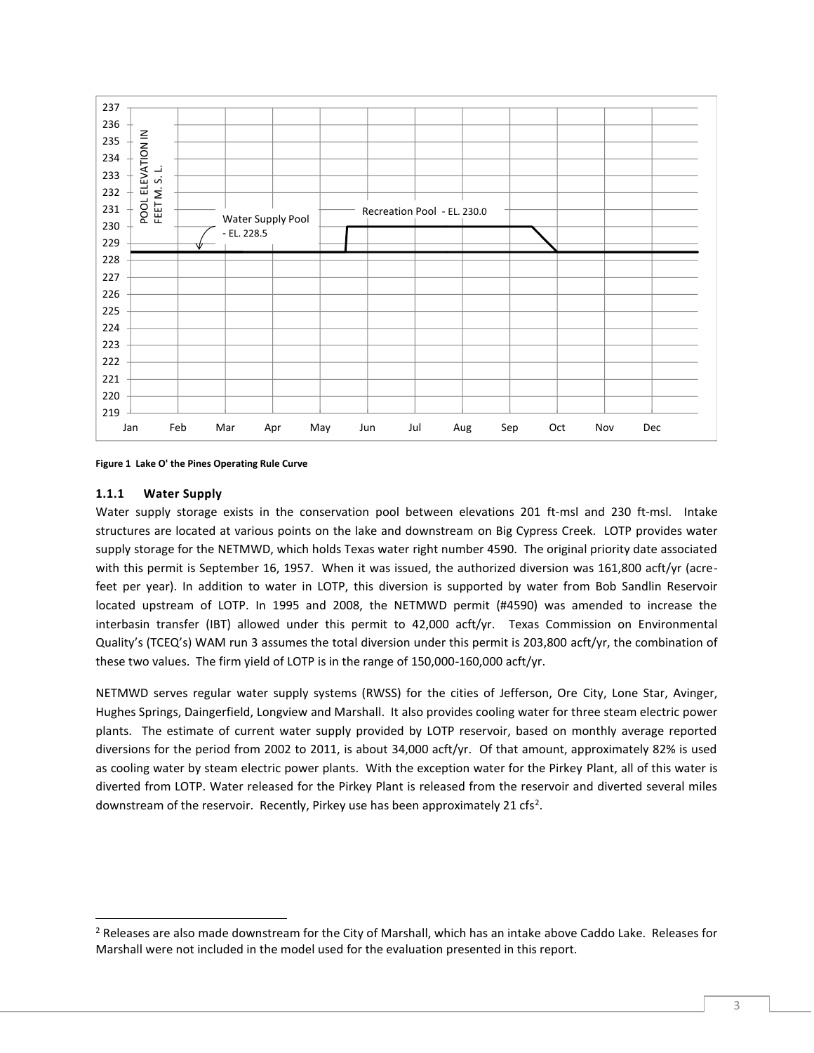**Figure 1 Lake O' the Pines Operating Rule Curve**

### 1.1.1 Water Supply

Water supply storage exists in the conservation pool between elevations 201 ft-msl and 230 ft-msl. Intake structures are located at various points on the lake and downstream on Big Cypress Creek. LOTP provides water supply storage for the NETMWD, which holds Texas water right number 4590. The original priority date associated with this permit is September 16, 1957. When it was issued, the authorized diversion was 161,800 acft/yr (acre-feet per year). In addition to water in LOTP, this diversion is supported by water from Bob Sandlin Reservoir located upstream of LOTP. In 1995 and 2008, the NETMWD permit (#4590) was amended to increase the interbasin transfer (IBT) allowed under this permit to 42,000 acft/yr. Texas Commission on Environmental Quality's (TCEQ's) WAM run 3 assumes the total diversion under this permit is 203,800 acft/yr, the combination of these two values. The firm yield of LOTP is in the range of 150,000-160,000 acft/yr.

NETMWD serves regular water supply systems (RWSS) for the cities of Jefferson, Ore City, Lone Star, Avinger, Hughes Springs, Daingerfield, Longview and Marshall. It also provides cooling water for three steam electric power plants. The estimate of current water supply provided by LOTP reservoir, based on monthly average reported diversions for the period from 2002 to 2011, is about 34,000 acft/yr. Of that amount, approximately 82% is used as cooling water by steam electric power plants. With the exception water for the Pirkey Plant, all of this water is diverted from LOTP. Water released for the Pirkey Plant is released from the reservoir and diverted several miles downstream of the reservoir. Recently, Pirkey use has been approximately 21 cfs[2].

[2] Releases are also made downstream for the City of Marshall, which has an intake above Caddo Lake. Releases for Marshall were not included in the model used for the evaluation presented in this report.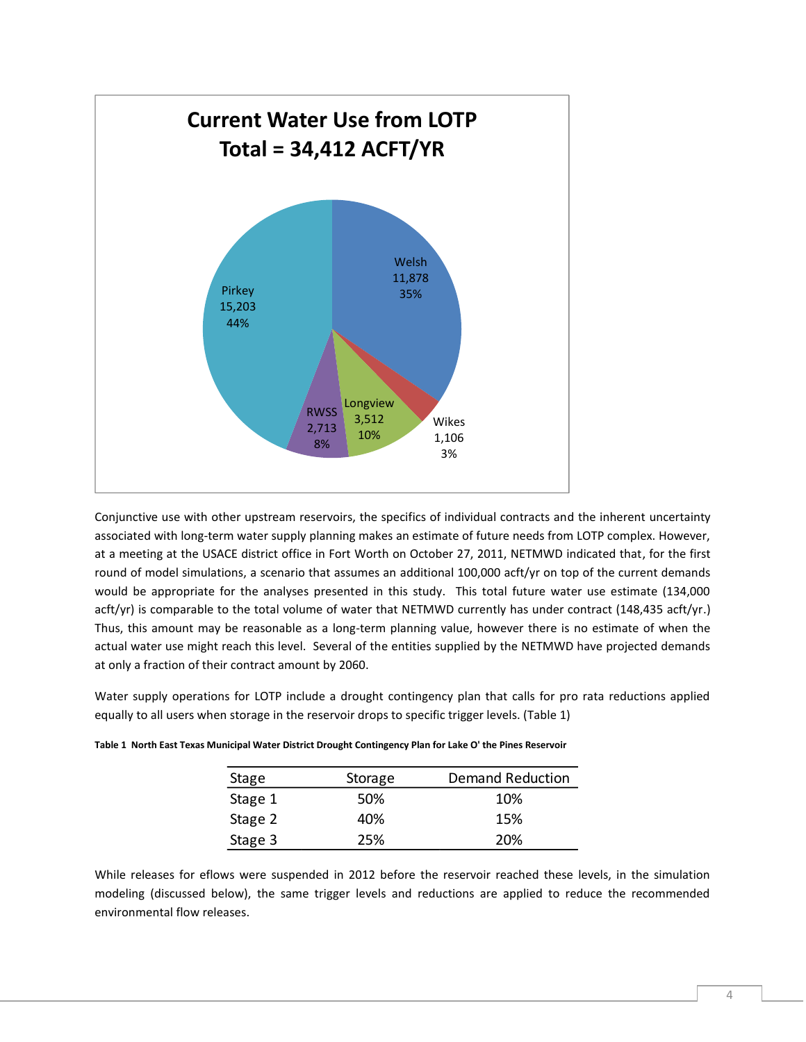**Current Water Use from LOTP**
**Total = 34,412 ACFT/YR**

- Welsh 11,878 35%
- Wikes 1,106 3%
- Longview 3,512 10%
- RWSS 2,713 8%
- Pirkey 15,203 44%

Conjunctive use with other upstream reservoirs, the specifics of individual contracts and the inherent uncertainty associated with long-term water supply planning makes an estimate of future needs from LOTP complex. However, at a meeting at the USACE district office in Fort Worth on October 27, 2011, NETMWD indicated that, for the first round of model simulations, a scenario that assumes an additional 100,000 acft/yr on top of the current demands would be appropriate for the analyses presented in this study. This total future water use estimate (134,000 acft/yr) is comparable to the total volume of water that NETMWD currently has under contract (148,435 acft/yr.) Thus, this amount may be reasonable as a long-term planning value, however there is no estimate of when the actual water use might reach this level. Several of the entities supplied by the NETMWD have projected demands at only a fraction of their contract amount by 2060.

Water supply operations for LOTP include a drought contingency plan that calls for pro rata reductions applied equally to all users when storage in the reservoir drops to specific trigger levels. (Table 1)

**Table 1 North East Texas Municipal Water District Drought Contingency Plan for Lake O' the Pines Reservoir**

| Stage | Storage | Demand Reduction |
|---|---|---|
| Stage 1 | 50% | 10% |
| Stage 2 | 40% | 15% |
| Stage 3 | 25% | 20% |

While releases for eflows were suspended in 2012 before the reservoir reached these levels, in the simulation modeling (discussed below), the same trigger levels and reductions are applied to reduce the recommended environmental flow releases.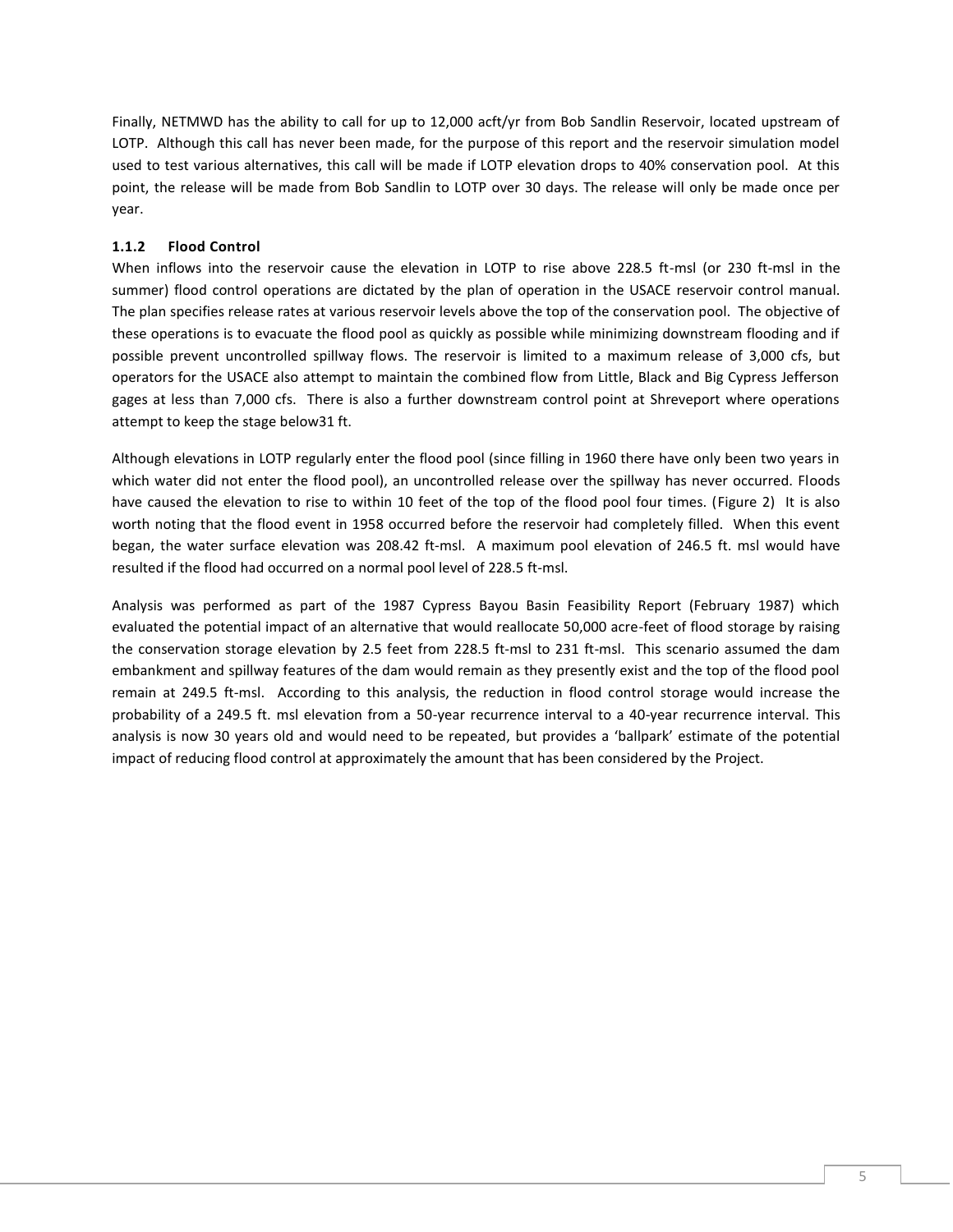Finally, NETMWD has the ability to call for up to 12,000 acft/yr from Bob Sandlin Reservoir, located upstream of LOTP. Although this call has never been made, for the purpose of this report and the reservoir simulation model used to test various alternatives, this call will be made if LOTP elevation drops to 40% conservation pool. At this point, the release will be made from Bob Sandlin to LOTP over 30 days. The release will only be made once per year.

### 1.1.2 Flood Control

When inflows into the reservoir cause the elevation in LOTP to rise above 228.5 ft-msl (or 230 ft-msl in the summer) flood control operations are dictated by the plan of operation in the USACE reservoir control manual. The plan specifies release rates at various reservoir levels above the top of the conservation pool. The objective of these operations is to evacuate the flood pool as quickly as possible while minimizing downstream flooding and if possible prevent uncontrolled spillway flows. The reservoir is limited to a maximum release of 3,000 cfs, but operators for the USACE also attempt to maintain the combined flow from Little, Black and Big Cypress Jefferson gages at less than 7,000 cfs. There is also a further downstream control point at Shreveport where operations attempt to keep the stage below31 ft.

Although elevations in LOTP regularly enter the flood pool (since filling in 1960 there have only been two years in which water did not enter the flood pool), an uncontrolled release over the spillway has never occurred. Floods have caused the elevation to rise to within 10 feet of the top of the flood pool four times. (Figure 2) It is also worth noting that the flood event in 1958 occurred before the reservoir had completely filled. When this event began, the water surface elevation was 208.42 ft-msl. A maximum pool elevation of 246.5 ft. msl would have resulted if the flood had occurred on a normal pool level of 228.5 ft-msl.

Analysis was performed as part of the 1987 Cypress Bayou Basin Feasibility Report (February 1987) which evaluated the potential impact of an alternative that would reallocate 50,000 acre-feet of flood storage by raising the conservation storage elevation by 2.5 feet from 228.5 ft-msl to 231 ft-msl. This scenario assumed the dam embankment and spillway features of the dam would remain as they presently exist and the top of the flood pool remain at 249.5 ft-msl. According to this analysis, the reduction in flood control storage would increase the probability of a 249.5 ft. msl elevation from a 50-year recurrence interval to a 40-year recurrence interval. This analysis is now 30 years old and would need to be repeated, but provides a 'ballpark' estimate of the potential impact of reducing flood control at approximately the amount that has been considered by the Project.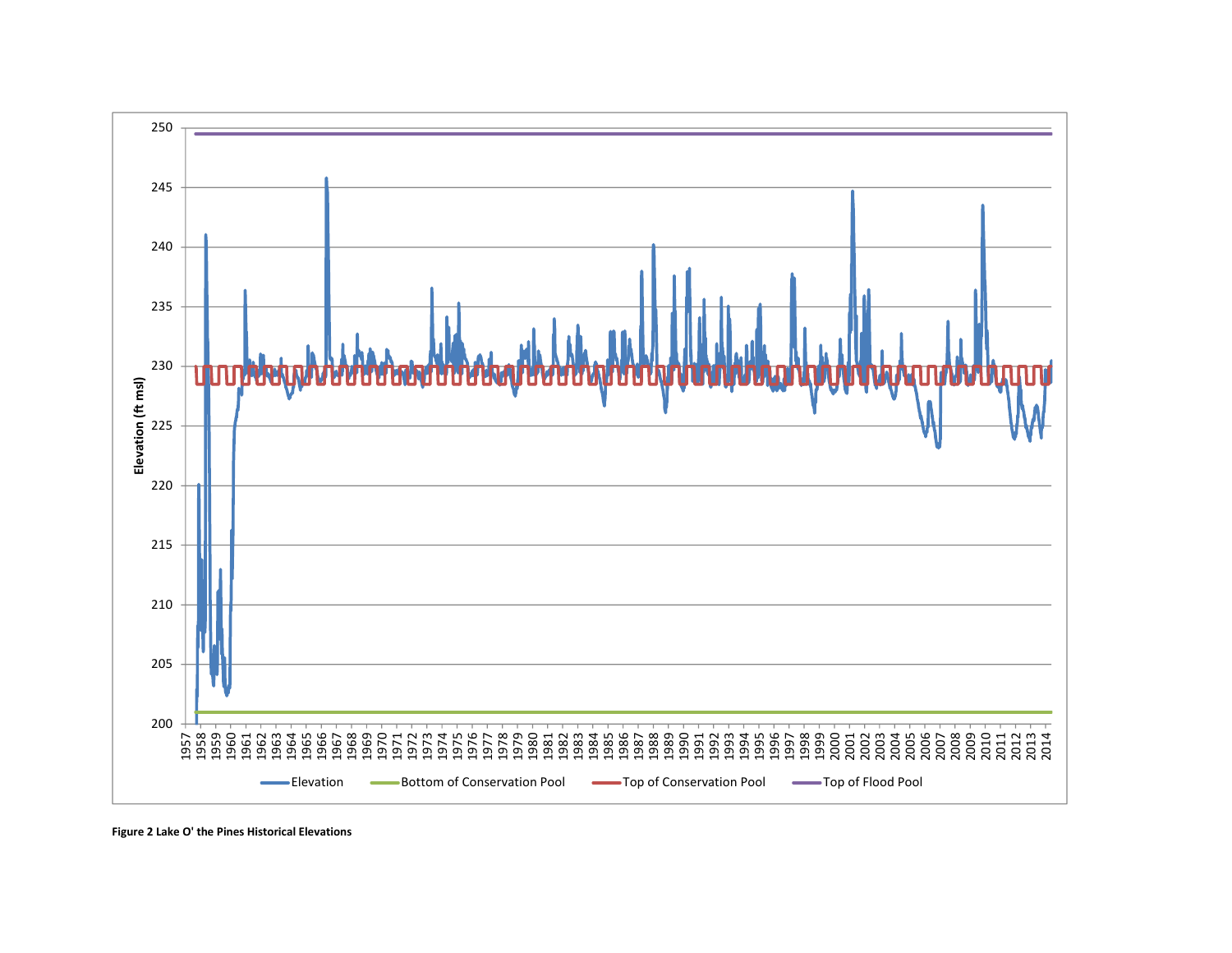**Figure 2 Lake O' the Pines Historical Elevations**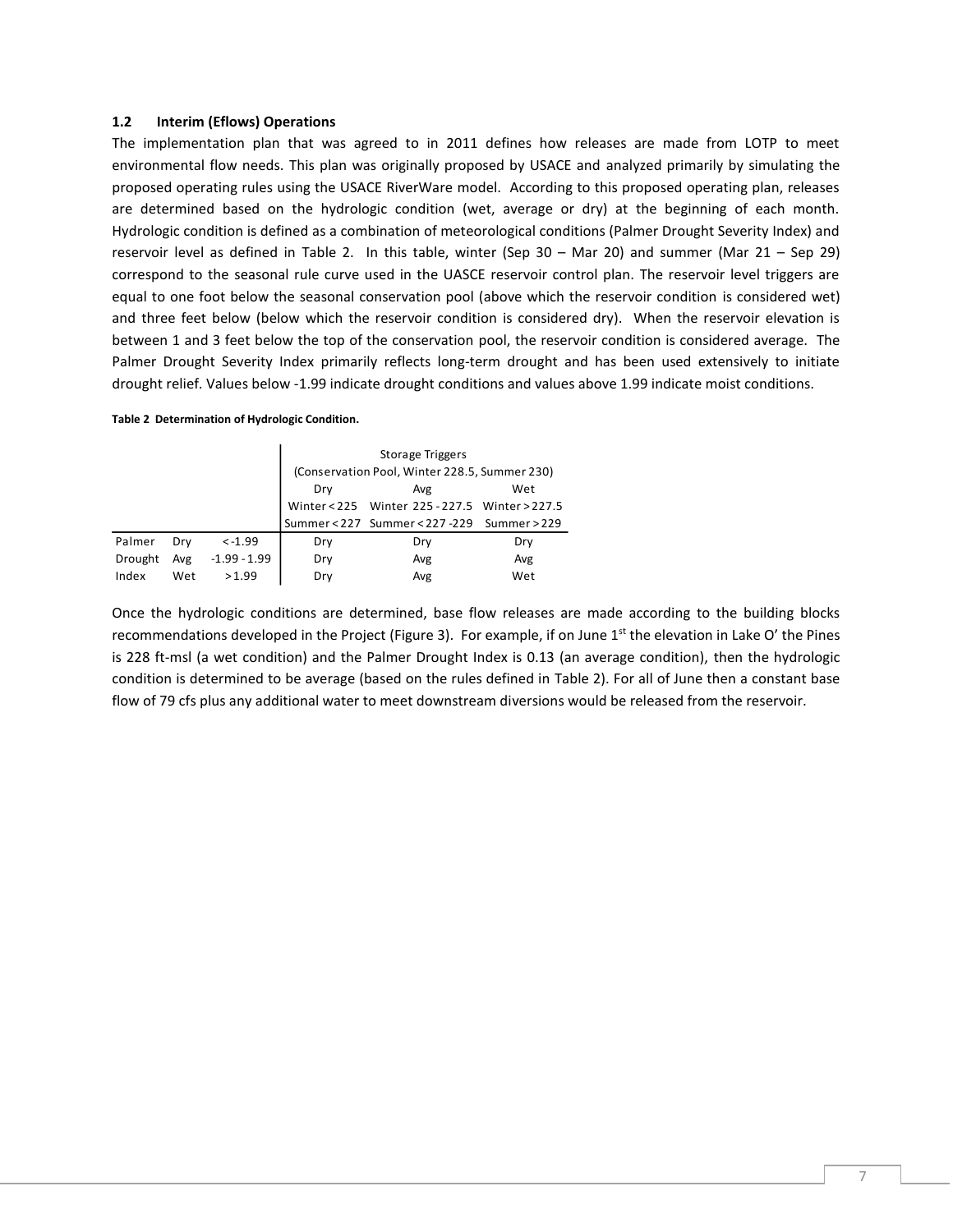### 1.2 Interim (Eflows) Operations

The implementation plan that was agreed to in 2011 defines how releases are made from LOTP to meet environmental flow needs. This plan was originally proposed by USACE and analyzed primarily by simulating the proposed operating rules using the USACE RiverWare model. According to this proposed operating plan, releases are determined based on the hydrologic condition (wet, average or dry) at the beginning of each month. Hydrologic condition is defined as a combination of meteorological conditions (Palmer Drought Severity Index) and reservoir level as defined in Table 2. In this table, winter (Sep 30 – Mar 20) and summer (Mar 21 – Sep 29) correspond to the seasonal rule curve used in the UASCE reservoir control plan. The reservoir level triggers are equal to one foot below the seasonal conservation pool (above which the reservoir condition is considered wet) and three feet below (below which the reservoir condition is considered dry). When the reservoir elevation is between 1 and 3 feet below the top of the conservation pool, the reservoir condition is considered average. The Palmer Drought Severity Index primarily reflects long-term drought and has been used extensively to initiate drought relief. Values below -1.99 indicate drought conditions and values above 1.99 indicate moist conditions.

**Table 2 Determination of Hydrologic Condition.**

| | | | Storage Triggers (Conservation Pool, Winter 228.5, Summer 230) | | |
|---|---|---|---|---|---|
| | | | Dry | Avg | Wet |
| | | | Winter < 225 | Winter 225 - 227.5 | Winter > 227.5 |
| | | | Summer < 227 | Summer < 227 - 229 | Summer > 229 |
| Palmer | Dry | < -1.99 | Dry | Dry | Dry |
| Drought | Avg | -1.99 - 1.99 | Dry | Avg | Avg |
| Index | Wet | > 1.99 | Dry | Avg | Wet |

Once the hydrologic conditions are determined, base flow releases are made according to the building blocks recommendations developed in the Project (Figure 3). For example, if on June 1st the elevation in Lake O' the Pines is 228 ft-msl (a wet condition) and the Palmer Drought Index is 0.13 (an average condition), then the hydrologic condition is determined to be average (based on the rules defined in Table 2). For all of June then a constant base flow of 79 cfs plus any additional water to meet downstream diversions would be released from the reservoir.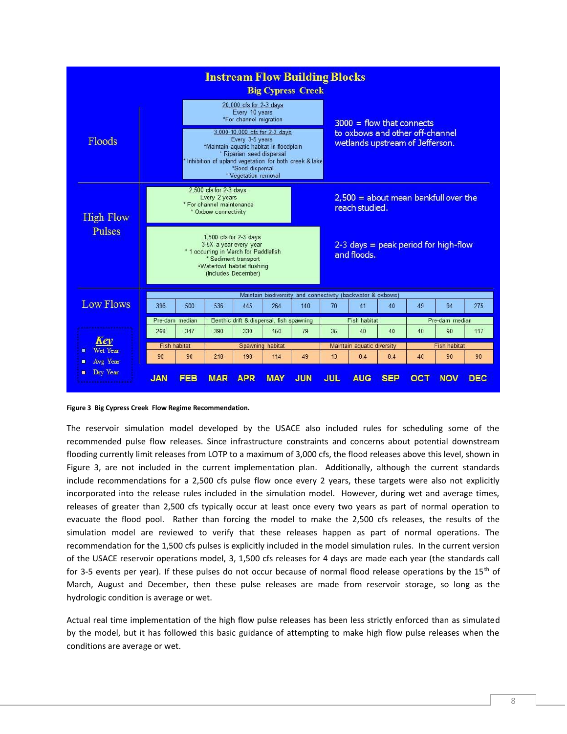## Instream Flow Building Blocks

### Big Cypress Creek

**Floods**

- 20,000 cfs for 2-3 days
  - Every 10 years
  - *For channel migration
- 3,000-10,000 cfs for 2-3 days
  - Every 3-5 years
  - *Maintain aquatic habitat in floodplain
  - * Riparian seed dispersal
  - * Inhibition of upland vegetation for both creek & lake
  - *Seed dispersal
  - * Vegetation removal

3000 = flow that connects to oxbows and other off-channel wetlands upstream of Jefferson.

**High Flow Pulses**

- 2,500 cfs for 2-3 days
  - Every 2 years
  - * For channel maintenance
  - * Oxbow connectivity
- 1,500 cfs for 2-3 days
  - 3-5X a year every year
  - * 1 occuring in March for Paddlefish
  - * Sediment transport
  - •Waterfowl habitat flushing
  - (Includes December)

2,500 = about mean bankfull over the reach studied.

2-3 days = peak period for high-flow and floods.

**Low Flows**

| Key | JAN | FEB | MAR | APR | MAY | JUN | JUL | AUG | SEP | OCT | NOV | DEC |
|---|---|---|---|---|---|---|---|---|---|---|---|---|
| Wet Year | Maintain biodiversity and connectivity (backwater & oxbows) | | | | | | | | | | | |
| | 396 | 500 | 536 | 445 | 264 | 140 | 70 | 41 | 40 | 49 | 94 | 275 |
| Avg Year | Pre-dam median | | Benthic drift & dispersal, fish spawning | | | | Fish habitat | | | Pre-dam median | | |
| | 268 | 347 | 390 | 330 | 150 | 79 | 35 | 40 | 40 | 40 | 90 | 117 |
| Dry Year | Fish habitat | | Spawning habitat | | | | Maintain aquatic diversity | | | Fish habitat | | |
| | 90 | 90 | 218 | 198 | 114 | 49 | 13 | 8.4 | 8.4 | 40 | 90 | 90 |

**Figure 3 Big Cypress Creek Flow Regime Recommendation.**

The reservoir simulation model developed by the USACE also included rules for scheduling some of the recommended pulse flow releases. Since infrastructure constraints and concerns about potential downstream flooding currently limit releases from LOTP to a maximum of 3,000 cfs, the flood releases above this level, shown in Figure 3, are not included in the current implementation plan. Additionally, although the current standards include recommendations for a 2,500 cfs pulse flow once every 2 years, these targets were also not explicitly incorporated into the release rules included in the simulation model. However, during wet and average times, releases of greater than 2,500 cfs typically occur at least once every two years as part of normal operation to evacuate the flood pool. Rather than forcing the model to make the 2,500 cfs releases, the results of the simulation model are reviewed to verify that these releases happen as part of normal operations. The recommendation for the 1,500 cfs pulses is explicitly included in the model simulation rules. In the current version of the USACE reservoir operations model, 3, 1,500 cfs releases for 4 days are made each year (the standards call for 3-5 events per year). If these pulses do not occur because of normal flood release operations by the 15th of March, August and December, then these pulse releases are made from reservoir storage, so long as the hydrologic condition is average or wet.

Actual real time implementation of the high flow pulse releases has been less strictly enforced than as simulated by the model, but it has followed this basic guidance of attempting to make high flow pulse releases when the conditions are average or wet.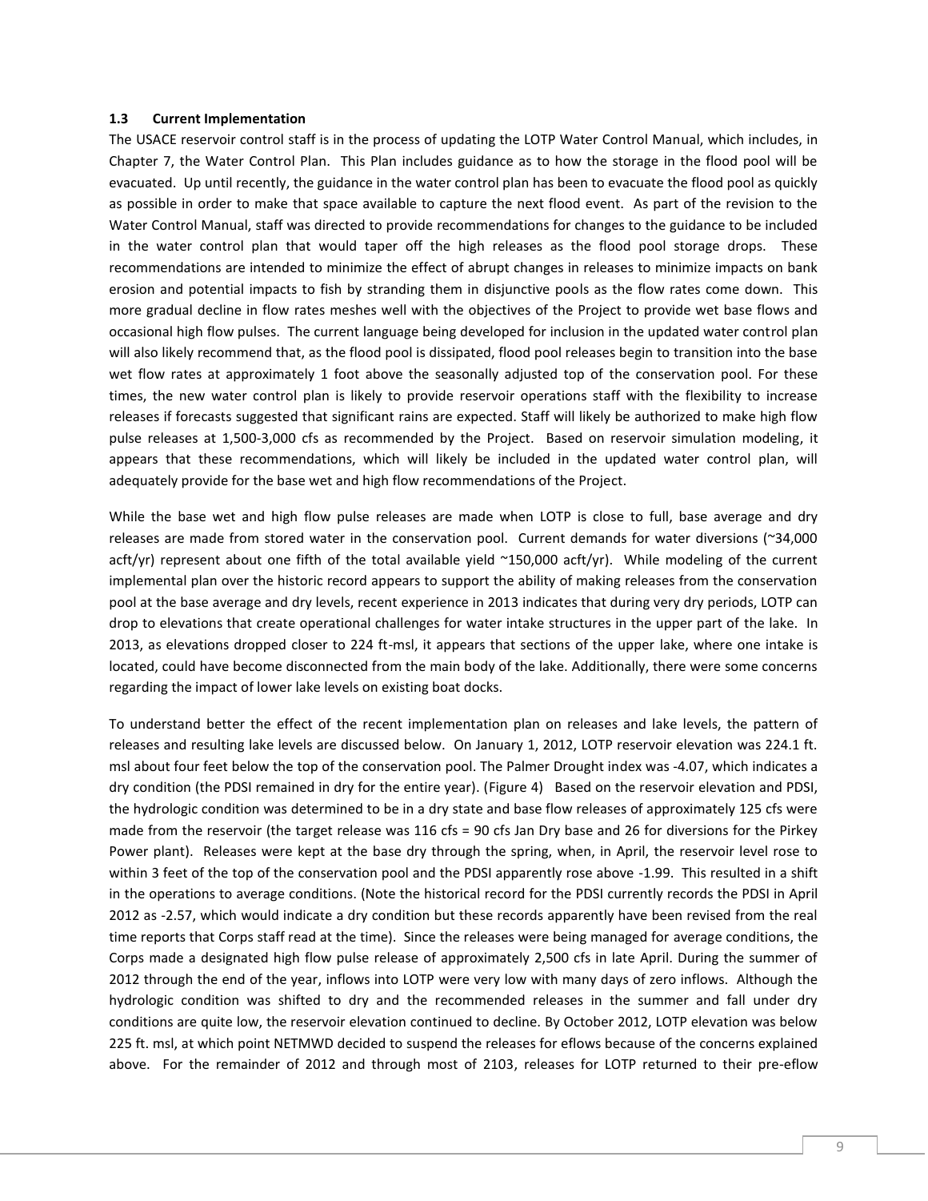### 1.3 Current Implementation

The USACE reservoir control staff is in the process of updating the LOTP Water Control Manual, which includes, in Chapter 7, the Water Control Plan. This Plan includes guidance as to how the storage in the flood pool will be evacuated. Up until recently, the guidance in the water control plan has been to evacuate the flood pool as quickly as possible in order to make that space available to capture the next flood event. As part of the revision to the Water Control Manual, staff was directed to provide recommendations for changes to the guidance to be included in the water control plan that would taper off the high releases as the flood pool storage drops. These recommendations are intended to minimize the effect of abrupt changes in releases to minimize impacts on bank erosion and potential impacts to fish by stranding them in disjunctive pools as the flow rates come down. This more gradual decline in flow rates meshes well with the objectives of the Project to provide wet base flows and occasional high flow pulses. The current language being developed for inclusion in the updated water control plan will also likely recommend that, as the flood pool is dissipated, flood pool releases begin to transition into the base wet flow rates at approximately 1 foot above the seasonally adjusted top of the conservation pool. For these times, the new water control plan is likely to provide reservoir operations staff with the flexibility to increase releases if forecasts suggested that significant rains are expected. Staff will likely be authorized to make high flow pulse releases at 1,500-3,000 cfs as recommended by the Project. Based on reservoir simulation modeling, it appears that these recommendations, which will likely be included in the updated water control plan, will adequately provide for the base wet and high flow recommendations of the Project.

While the base wet and high flow pulse releases are made when LOTP is close to full, base average and dry releases are made from stored water in the conservation pool. Current demands for water diversions (~34,000 acft/yr) represent about one fifth of the total available yield ~150,000 acft/yr). While modeling of the current implemental plan over the historic record appears to support the ability of making releases from the conservation pool at the base average and dry levels, recent experience in 2013 indicates that during very dry periods, LOTP can drop to elevations that create operational challenges for water intake structures in the upper part of the lake. In 2013, as elevations dropped closer to 224 ft-msl, it appears that sections of the upper lake, where one intake is located, could have become disconnected from the main body of the lake. Additionally, there were some concerns regarding the impact of lower lake levels on existing boat docks.

To understand better the effect of the recent implementation plan on releases and lake levels, the pattern of releases and resulting lake levels are discussed below. On January 1, 2012, LOTP reservoir elevation was 224.1 ft. msl about four feet below the top of the conservation pool. The Palmer Drought index was -4.07, which indicates a dry condition (the PDSI remained in dry for the entire year). (Figure 4) Based on the reservoir elevation and PDSI, the hydrologic condition was determined to be in a dry state and base flow releases of approximately 125 cfs were made from the reservoir (the target release was 116 cfs = 90 cfs Jan Dry base and 26 for diversions for the Pirkey Power plant). Releases were kept at the base dry through the spring, when, in April, the reservoir level rose to within 3 feet of the top of the conservation pool and the PDSI apparently rose above -1.99. This resulted in a shift in the operations to average conditions. (Note the historical record for the PDSI currently records the PDSI in April 2012 as -2.57, which would indicate a dry condition but these records apparently have been revised from the real time reports that Corps staff read at the time). Since the releases were being managed for average conditions, the Corps made a designated high flow pulse release of approximately 2,500 cfs in late April. During the summer of 2012 through the end of the year, inflows into LOTP were very low with many days of zero inflows. Although the hydrologic condition was shifted to dry and the recommended releases in the summer and fall under dry conditions are quite low, the reservoir elevation continued to decline. By October 2012, LOTP elevation was below 225 ft. msl, at which point NETMWD decided to suspend the releases for eflows because of the concerns explained above. For the remainder of 2012 and through most of 2103, releases for LOTP returned to their pre-eflow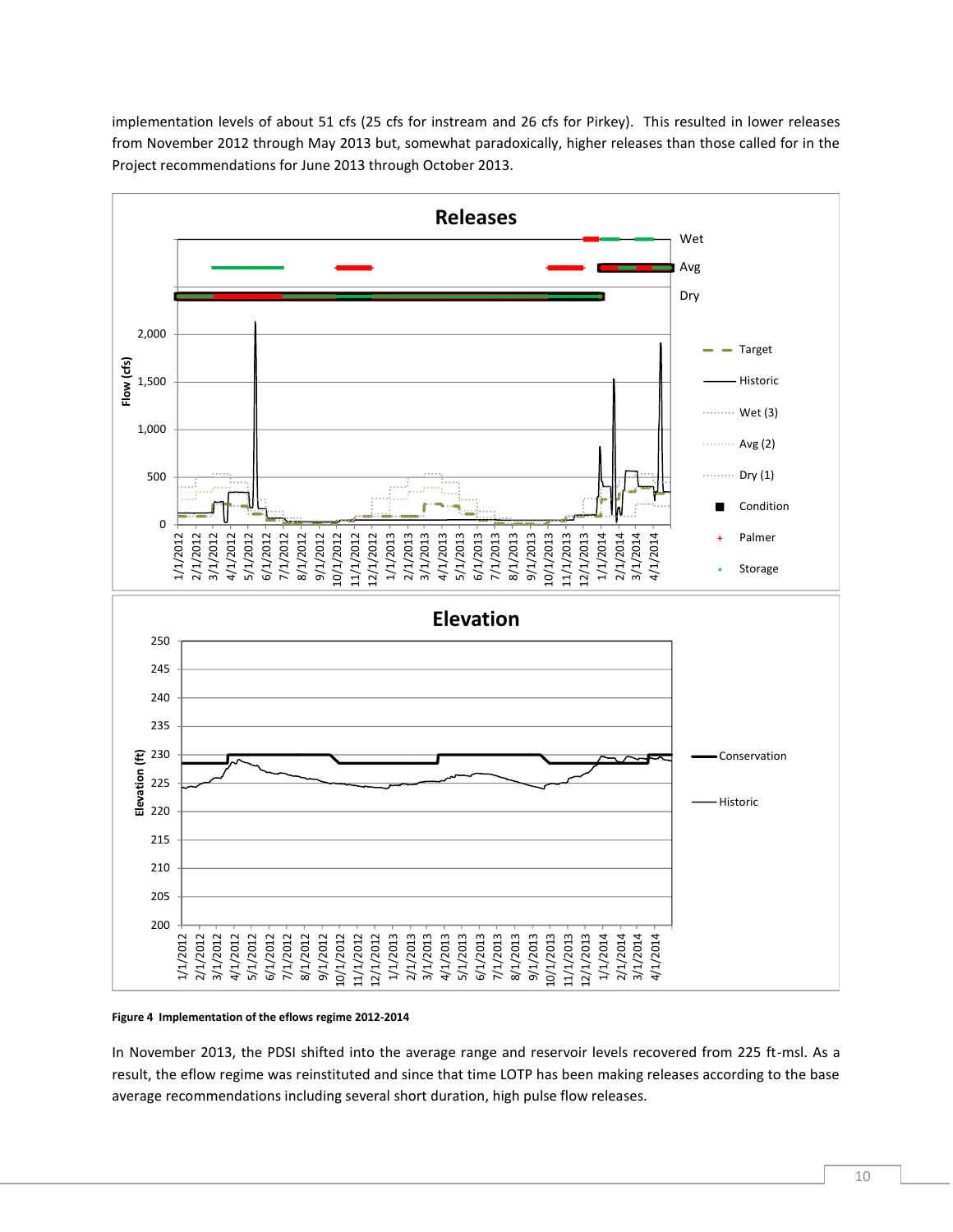implementation levels of about 51 cfs (25 cfs for instream and 26 cfs for Pirkey). This resulted in lower releases from November 2012 through May 2013 but, somewhat paradoxically, higher releases than those called for in the Project recommendations for June 2013 through October 2013.

**Figure 4 Implementation of the eflows regime 2012-2014**

In November 2013, the PDSI shifted into the average range and reservoir levels recovered from 225 ft-msl. As a result, the eflow regime was reinstituted and since that time LOTP has been making releases according to the base average recommendations including several short duration, high pulse flow releases.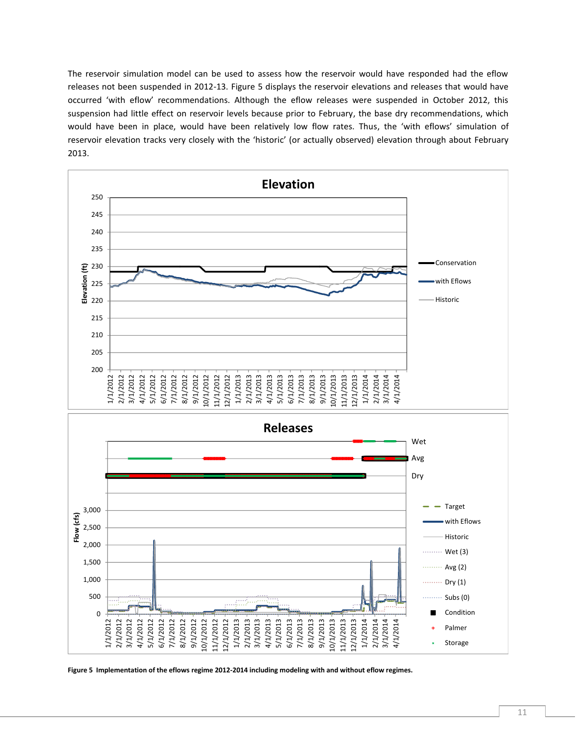The reservoir simulation model can be used to assess how the reservoir would have responded had the eflow releases not been suspended in 2012-13. Figure 5 displays the reservoir elevations and releases that would have occurred 'with eflow' recommendations. Although the eflow releases were suspended in October 2012, this suspension had little effect on reservoir levels because prior to February, the base dry recommendations, which would have been in place, would have been relatively low flow rates. Thus, the 'with eflows' simulation of reservoir elevation tracks very closely with the 'historic' (or actually observed) elevation through about February 2013.

**Figure 5 Implementation of the eflows regime 2012-2014 including modeling with and without eflow regimes.**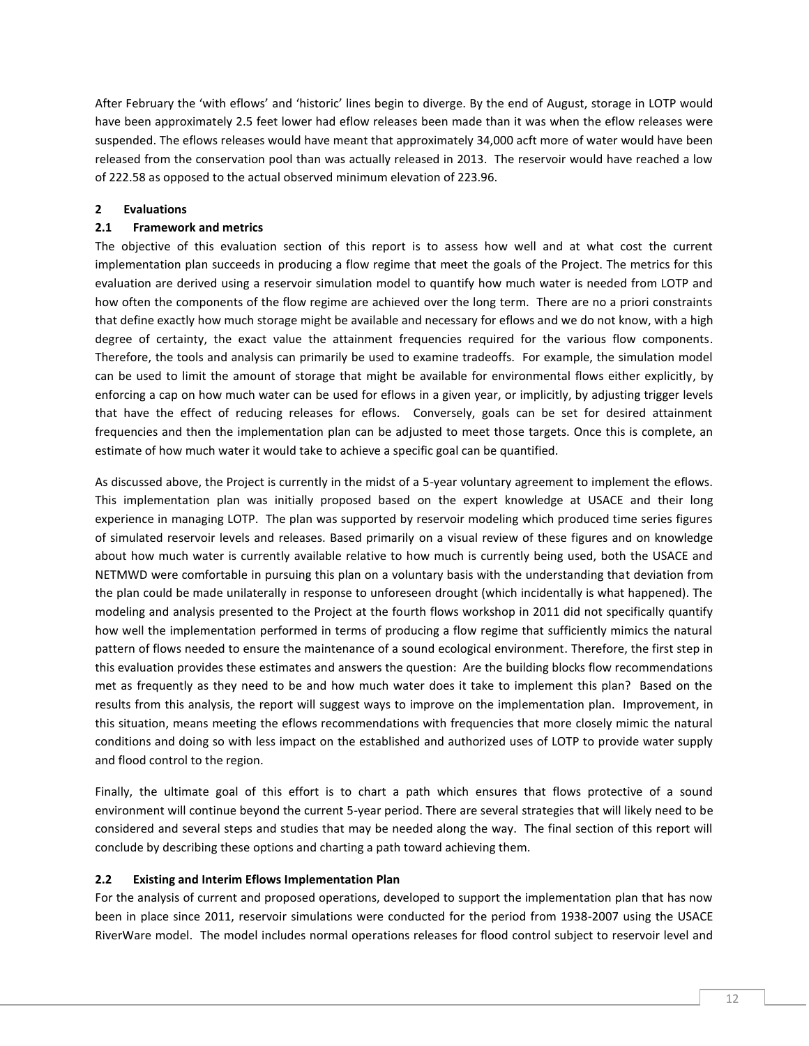After February the 'with eflows' and 'historic' lines begin to diverge. By the end of August, storage in LOTP would have been approximately 2.5 feet lower had eflow releases been made than it was when the eflow releases were suspended. The eflows releases would have meant that approximately 34,000 acft more of water would have been released from the conservation pool than was actually released in 2013. The reservoir would have reached a low of 222.58 as opposed to the actual observed minimum elevation of 223.96.

## 2 Evaluations

### 2.1 Framework and metrics

The objective of this evaluation section of this report is to assess how well and at what cost the current implementation plan succeeds in producing a flow regime that meet the goals of the Project. The metrics for this evaluation are derived using a reservoir simulation model to quantify how much water is needed from LOTP and how often the components of the flow regime are achieved over the long term. There are no a priori constraints that define exactly how much storage might be available and necessary for eflows and we do not know, with a high degree of certainty, the exact value the attainment frequencies required for the various flow components. Therefore, the tools and analysis can primarily be used to examine tradeoffs. For example, the simulation model can be used to limit the amount of storage that might be available for environmental flows either explicitly, by enforcing a cap on how much water can be used for eflows in a given year, or implicitly, by adjusting trigger levels that have the effect of reducing releases for eflows. Conversely, goals can be set for desired attainment frequencies and then the implementation plan can be adjusted to meet those targets. Once this is complete, an estimate of how much water it would take to achieve a specific goal can be quantified.

As discussed above, the Project is currently in the midst of a 5-year voluntary agreement to implement the eflows. This implementation plan was initially proposed based on the expert knowledge at USACE and their long experience in managing LOTP. The plan was supported by reservoir modeling which produced time series figures of simulated reservoir levels and releases. Based primarily on a visual review of these figures and on knowledge about how much water is currently available relative to how much is currently being used, both the USACE and NETMWD were comfortable in pursuing this plan on a voluntary basis with the understanding that deviation from the plan could be made unilaterally in response to unforeseen drought (which incidentally is what happened). The modeling and analysis presented to the Project at the fourth flows workshop in 2011 did not specifically quantify how well the implementation performed in terms of producing a flow regime that sufficiently mimics the natural pattern of flows needed to ensure the maintenance of a sound ecological environment. Therefore, the first step in this evaluation provides these estimates and answers the question: Are the building blocks flow recommendations met as frequently as they need to be and how much water does it take to implement this plan? Based on the results from this analysis, the report will suggest ways to improve on the implementation plan. Improvement, in this situation, means meeting the eflows recommendations with frequencies that more closely mimic the natural conditions and doing so with less impact on the established and authorized uses of LOTP to provide water supply and flood control to the region.

Finally, the ultimate goal of this effort is to chart a path which ensures that flows protective of a sound environment will continue beyond the current 5-year period. There are several strategies that will likely need to be considered and several steps and studies that may be needed along the way. The final section of this report will conclude by describing these options and charting a path toward achieving them.

### 2.2 Existing and Interim Eflows Implementation Plan

For the analysis of current and proposed operations, developed to support the implementation plan that has now been in place since 2011, reservoir simulations were conducted for the period from 1938-2007 using the USACE RiverWare model. The model includes normal operations releases for flood control subject to reservoir level and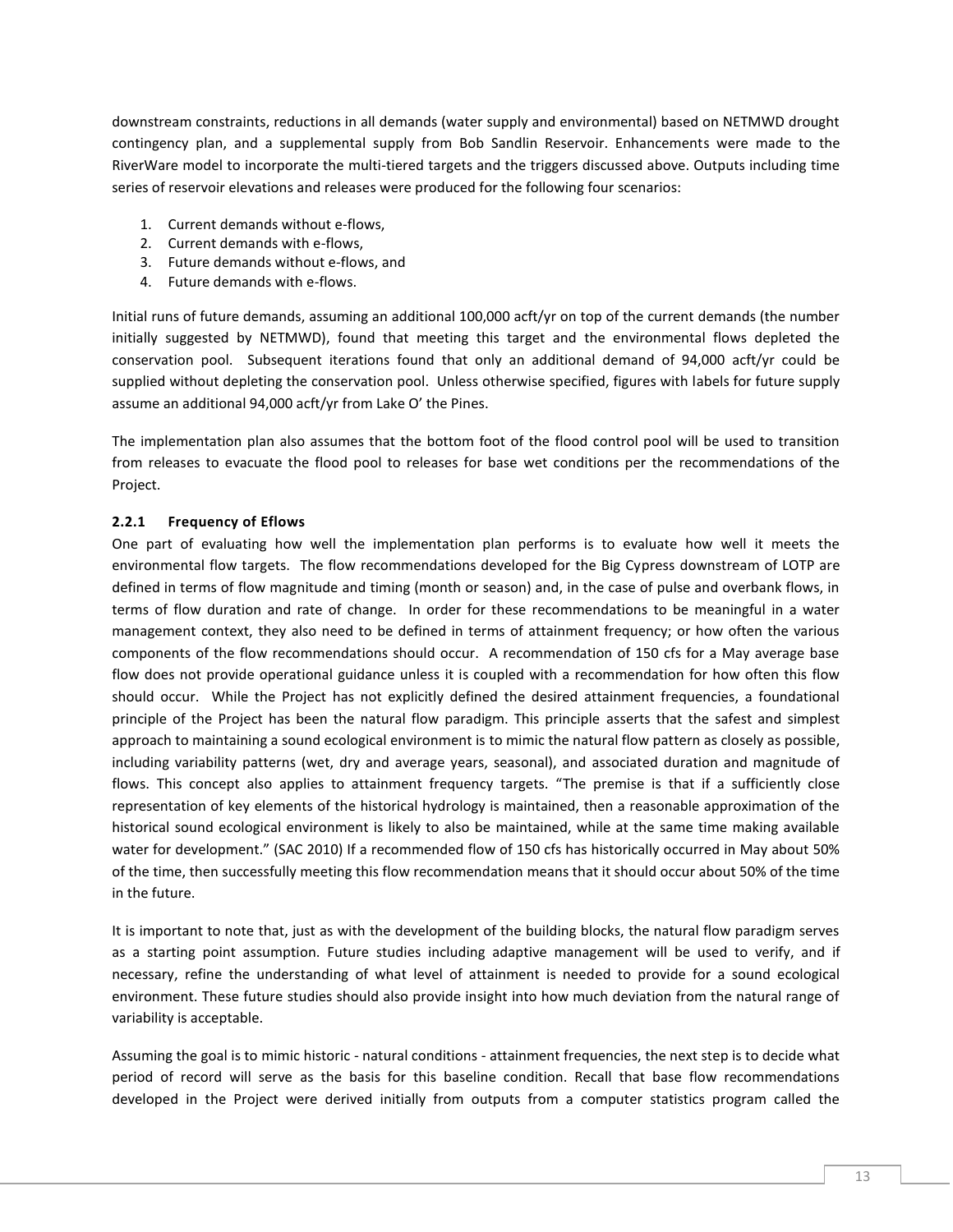downstream constraints, reductions in all demands (water supply and environmental) based on NETMWD drought contingency plan, and a supplemental supply from Bob Sandlin Reservoir. Enhancements were made to the RiverWare model to incorporate the multi-tiered targets and the triggers discussed above. Outputs including time series of reservoir elevations and releases were produced for the following four scenarios:

1. Current demands without e-flows,
2. Current demands with e-flows,
3. Future demands without e-flows, and
4. Future demands with e-flows.

Initial runs of future demands, assuming an additional 100,000 acft/yr on top of the current demands (the number initially suggested by NETMWD), found that meeting this target and the environmental flows depleted the conservation pool. Subsequent iterations found that only an additional demand of 94,000 acft/yr could be supplied without depleting the conservation pool. Unless otherwise specified, figures with labels for future supply assume an additional 94,000 acft/yr from Lake O' the Pines.

The implementation plan also assumes that the bottom foot of the flood control pool will be used to transition from releases to evacuate the flood pool to releases for base wet conditions per the recommendations of the Project.

### 2.2.1 Frequency of Eflows

One part of evaluating how well the implementation plan performs is to evaluate how well it meets the environmental flow targets. The flow recommendations developed for the Big Cypress downstream of LOTP are defined in terms of flow magnitude and timing (month or season) and, in the case of pulse and overbank flows, in terms of flow duration and rate of change. In order for these recommendations to be meaningful in a water management context, they also need to be defined in terms of attainment frequency; or how often the various components of the flow recommendations should occur. A recommendation of 150 cfs for a May average base flow does not provide operational guidance unless it is coupled with a recommendation for how often this flow should occur. While the Project has not explicitly defined the desired attainment frequencies, a foundational principle of the Project has been the natural flow paradigm. This principle asserts that the safest and simplest approach to maintaining a sound ecological environment is to mimic the natural flow pattern as closely as possible, including variability patterns (wet, dry and average years, seasonal), and associated duration and magnitude of flows. This concept also applies to attainment frequency targets. "The premise is that if a sufficiently close representation of key elements of the historical hydrology is maintained, then a reasonable approximation of the historical sound ecological environment is likely to also be maintained, while at the same time making available water for development." (SAC 2010) If a recommended flow of 150 cfs has historically occurred in May about 50% of the time, then successfully meeting this flow recommendation means that it should occur about 50% of the time in the future.

It is important to note that, just as with the development of the building blocks, the natural flow paradigm serves as a starting point assumption. Future studies including adaptive management will be used to verify, and if necessary, refine the understanding of what level of attainment is needed to provide for a sound ecological environment. These future studies should also provide insight into how much deviation from the natural range of variability is acceptable.

Assuming the goal is to mimic historic - natural conditions - attainment frequencies, the next step is to decide what period of record will serve as the basis for this baseline condition. Recall that base flow recommendations developed in the Project were derived initially from outputs from a computer statistics program called the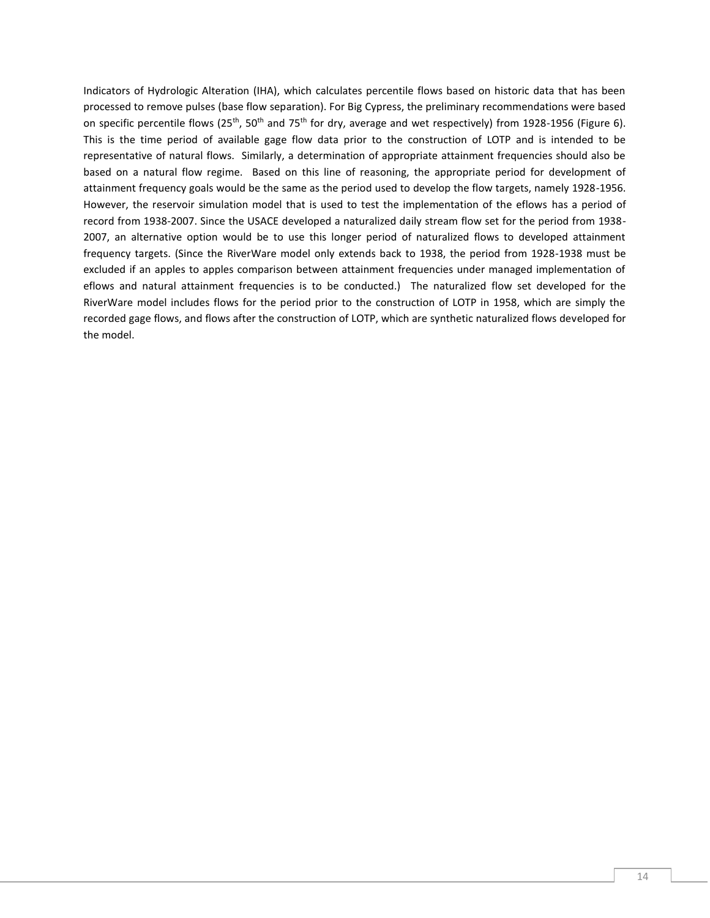Indicators of Hydrologic Alteration (IHA), which calculates percentile flows based on historic data that has been processed to remove pulses (base flow separation). For Big Cypress, the preliminary recommendations were based on specific percentile flows (25$^{th}$, 50$^{th}$ and 75$^{th}$ for dry, average and wet respectively) from 1928-1956 (Figure 6). This is the time period of available gage flow data prior to the construction of LOTP and is intended to be representative of natural flows. Similarly, a determination of appropriate attainment frequencies should also be based on a natural flow regime. Based on this line of reasoning, the appropriate period for development of attainment frequency goals would be the same as the period used to develop the flow targets, namely 1928-1956. However, the reservoir simulation model that is used to test the implementation of the eflows has a period of record from 1938-2007. Since the USACE developed a naturalized daily stream flow set for the period from 1938-2007, an alternative option would be to use this longer period of naturalized flows to developed attainment frequency targets. (Since the RiverWare model only extends back to 1938, the period from 1928-1938 must be excluded if an apples to apples comparison between attainment frequencies under managed implementation of eflows and natural attainment frequencies is to be conducted.) The naturalized flow set developed for the RiverWare model includes flows for the period prior to the construction of LOTP in 1958, which are simply the recorded gage flows, and flows after the construction of LOTP, which are synthetic naturalized flows developed for the model.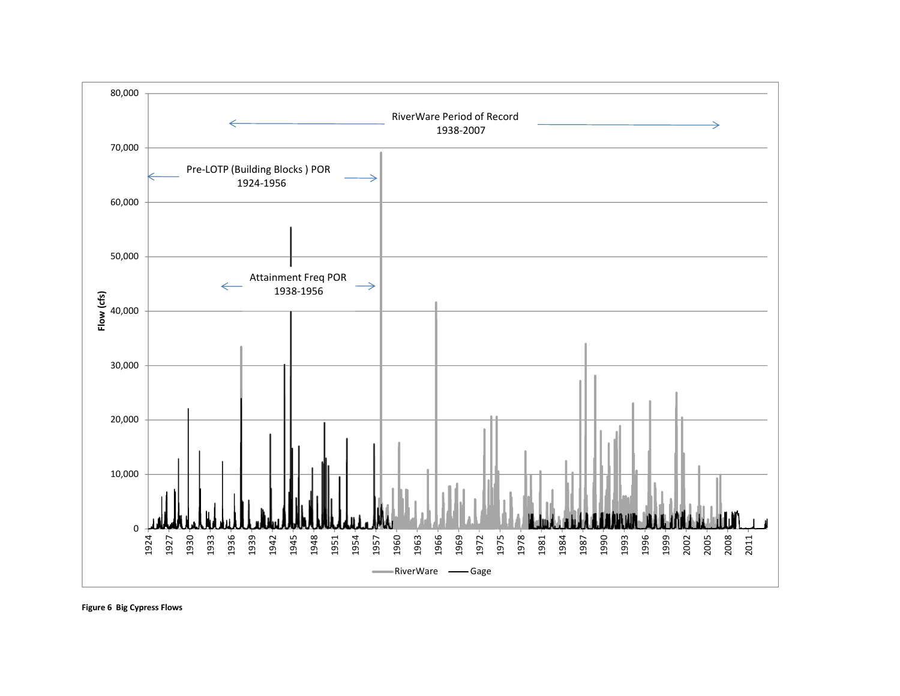**Figure 6 Big Cypress Flows**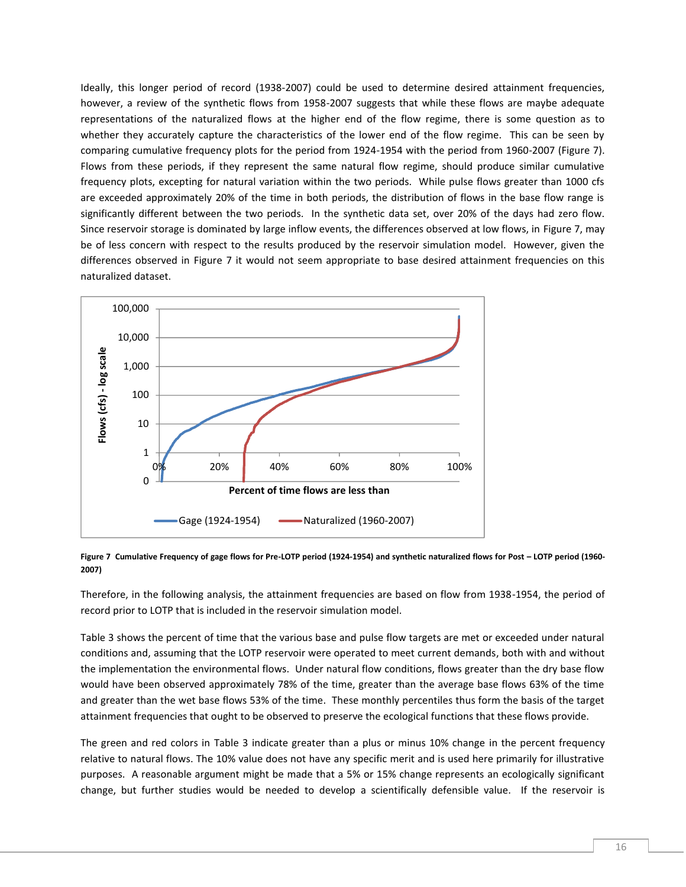Ideally, this longer period of record (1938-2007) could be used to determine desired attainment frequencies, however, a review of the synthetic flows from 1958-2007 suggests that while these flows are maybe adequate representations of the naturalized flows at the higher end of the flow regime, there is some question as to whether they accurately capture the characteristics of the lower end of the flow regime. This can be seen by comparing cumulative frequency plots for the period from 1924-1954 with the period from 1960-2007 (Figure 7). Flows from these periods, if they represent the same natural flow regime, should produce similar cumulative frequency plots, excepting for natural variation within the two periods. While pulse flows greater than 1000 cfs are exceeded approximately 20% of the time in both periods, the distribution of flows in the base flow range is significantly different between the two periods. In the synthetic data set, over 20% of the days had zero flow. Since reservoir storage is dominated by large inflow events, the differences observed at low flows, in Figure 7, may be of less concern with respect to the results produced by the reservoir simulation model. However, given the differences observed in Figure 7 it would not seem appropriate to base desired attainment frequencies on this naturalized dataset.

**Figure 7 Cumulative Frequency of gage flows for Pre-LOTP period (1924-1954) and synthetic naturalized flows for Post – LOTP period (1960-2007)**

Therefore, in the following analysis, the attainment frequencies are based on flow from 1938-1954, the period of record prior to LOTP that is included in the reservoir simulation model.

Table 3 shows the percent of time that the various base and pulse flow targets are met or exceeded under natural conditions and, assuming that the LOTP reservoir were operated to meet current demands, both with and without the implementation the environmental flows. Under natural flow conditions, flows greater than the dry base flow would have been observed approximately 78% of the time, greater than the average base flows 63% of the time and greater than the wet base flows 53% of the time. These monthly percentiles thus form the basis of the target attainment frequencies that ought to be observed to preserve the ecological functions that these flows provide.

The green and red colors in Table 3 indicate greater than a plus or minus 10% change in the percent frequency relative to natural flows. The 10% value does not have any specific merit and is used here primarily for illustrative purposes. A reasonable argument might be made that a 5% or 15% change represents an ecologically significant change, but further studies would be needed to develop a scientifically defensible value. If the reservoir is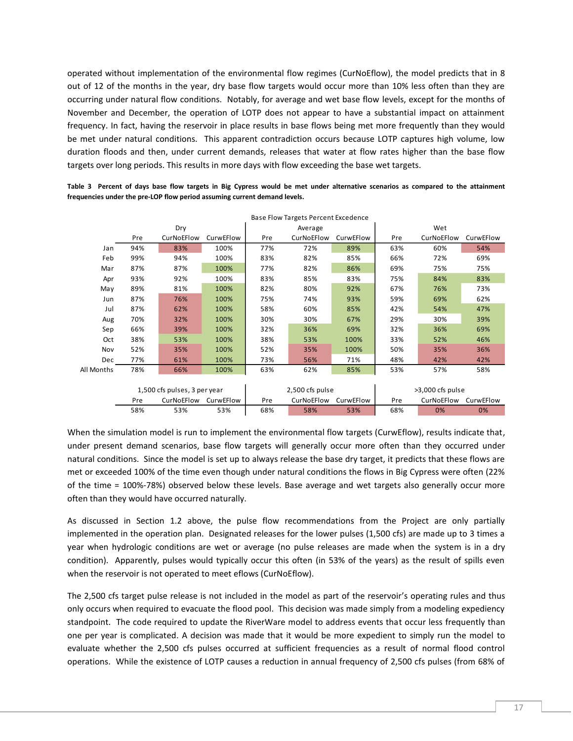operated without implementation of the environmental flow regimes (CurNoEflow), the model predicts that in 8 out of 12 of the months in the year, dry base flow targets would occur more than 10% less often than they are occurring under natural flow conditions. Notably, for average and wet base flow levels, except for the months of November and December, the operation of LOTP does not appear to have a substantial impact on attainment frequency. In fact, having the reservoir in place results in base flows being met more frequently than they would be met under natural conditions. This apparent contradiction occurs because LOTP captures high volume, low duration floods and then, under current demands, releases that water at flow rates higher than the base flow targets over long periods. This results in more days with flow exceeding the base wet targets.

**Table 3 Percent of days base flow targets in Big Cypress would be met under alternative scenarios as compared to the attainment frequencies under the pre-LOP flow period assuming current demand levels.**

| | Base Flow Targets Percent Excedence | | | | | | | | |
|---|---|---|---|---|---|---|---|---|---|
| | Dry | | | Average | | | Wet | | |
| | Pre | CurNoEFlow | CurwEFlow | Pre | CurNoEFlow | CurwEFlow | Pre | CurNoEFlow | CurwEFlow |
| Jan | 94% | 83% | 100% | 77% | 72% | 89% | 63% | 60% | 54% |
| Feb | 99% | 94% | 100% | 83% | 82% | 85% | 66% | 72% | 69% |
| Mar | 87% | 87% | 100% | 77% | 82% | 86% | 69% | 75% | 75% |
| Apr | 93% | 92% | 100% | 83% | 85% | 83% | 75% | 84% | 83% |
| May | 89% | 81% | 100% | 82% | 80% | 92% | 67% | 76% | 73% |
| Jun | 87% | 76% | 100% | 75% | 74% | 93% | 59% | 69% | 62% |
| Jul | 87% | 62% | 100% | 58% | 60% | 85% | 42% | 54% | 47% |
| Aug | 70% | 32% | 100% | 30% | 30% | 67% | 29% | 30% | 39% |
| Sep | 66% | 39% | 100% | 32% | 36% | 69% | 32% | 36% | 69% |
| Oct | 38% | 53% | 100% | 38% | 53% | 100% | 33% | 52% | 46% |
| Nov | 52% | 35% | 100% | 52% | 35% | 100% | 50% | 35% | 36% |
| Dec | 77% | 61% | 100% | 73% | 56% | 71% | 48% | 42% | 42% |
| All Months | 78% | 66% | 100% | 63% | 62% | 85% | 53% | 57% | 58% |

| 1,500 cfs pulses, 3 per year | | | 2,500 cfs pulse | | | >3,000 cfs pulse | | |
|---|---|---|---|---|---|---|---|---|
| Pre | CurNoEFlow | CurwEFlow | Pre | CurNoEFlow | CurwEFlow | Pre | CurNoEFlow | CurwEFlow |
| 58% | 53% | 53% | 68% | 58% | 53% | 68% | 0% | 0% |

When the simulation model is run to implement the environmental flow targets (CurwEflow), results indicate that, under present demand scenarios, base flow targets will generally occur more often than they occurred under natural conditions. Since the model is set up to always release the base dry target, it predicts that these flows are met or exceeded 100% of the time even though under natural conditions the flows in Big Cypress were often (22% of the time = 100%-78%) observed below these levels. Base average and wet targets also generally occur more often than they would have occurred naturally.

As discussed in Section 1.2 above, the pulse flow recommendations from the Project are only partially implemented in the operation plan. Designated releases for the lower pulses (1,500 cfs) are made up to 3 times a year when hydrologic conditions are wet or average (no pulse releases are made when the system is in a dry condition). Apparently, pulses would typically occur this often (in 53% of the years) as the result of spills even when the reservoir is not operated to meet eflows (CurNoEflow).

The 2,500 cfs target pulse release is not included in the model as part of the reservoir's operating rules and thus only occurs when required to evacuate the flood pool. This decision was made simply from a modeling expediency standpoint. The code required to update the RiverWare model to address events that occur less frequently than one per year is complicated. A decision was made that it would be more expedient to simply run the model to evaluate whether the 2,500 cfs pulses occurred at sufficient frequencies as a result of normal flood control operations. While the existence of LOTP causes a reduction in annual frequency of 2,500 cfs pulses (from 68% of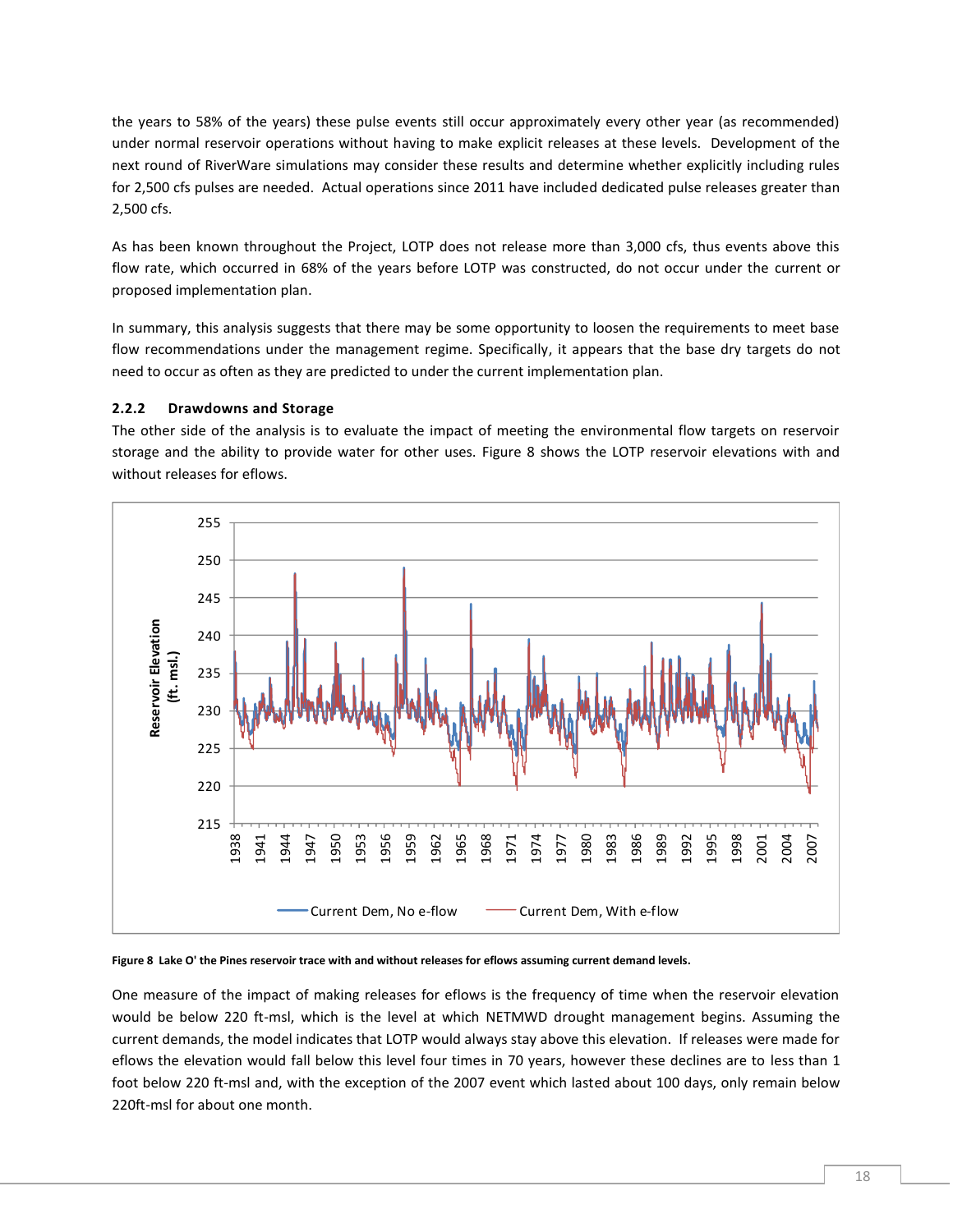the years to 58% of the years) these pulse events still occur approximately every other year (as recommended) under normal reservoir operations without having to make explicit releases at these levels. Development of the next round of RiverWare simulations may consider these results and determine whether explicitly including rules for 2,500 cfs pulses are needed. Actual operations since 2011 have included dedicated pulse releases greater than 2,500 cfs.

As has been known throughout the Project, LOTP does not release more than 3,000 cfs, thus events above this flow rate, which occurred in 68% of the years before LOTP was constructed, do not occur under the current or proposed implementation plan.

In summary, this analysis suggests that there may be some opportunity to loosen the requirements to meet base flow recommendations under the management regime. Specifically, it appears that the base dry targets do not need to occur as often as they are predicted to under the current implementation plan.

### 2.2.2 Drawdowns and Storage

The other side of the analysis is to evaluate the impact of meeting the environmental flow targets on reservoir storage and the ability to provide water for other uses. Figure 8 shows the LOTP reservoir elevations with and without releases for eflows.

**Figure 8 Lake O' the Pines reservoir trace with and without releases for eflows assuming current demand levels.**

One measure of the impact of making releases for eflows is the frequency of time when the reservoir elevation would be below 220 ft-msl, which is the level at which NETMWD drought management begins. Assuming the current demands, the model indicates that LOTP would always stay above this elevation. If releases were made for eflows the elevation would fall below this level four times in 70 years, however these declines are to less than 1 foot below 220 ft-msl and, with the exception of the 2007 event which lasted about 100 days, only remain below 220ft-msl for about one month.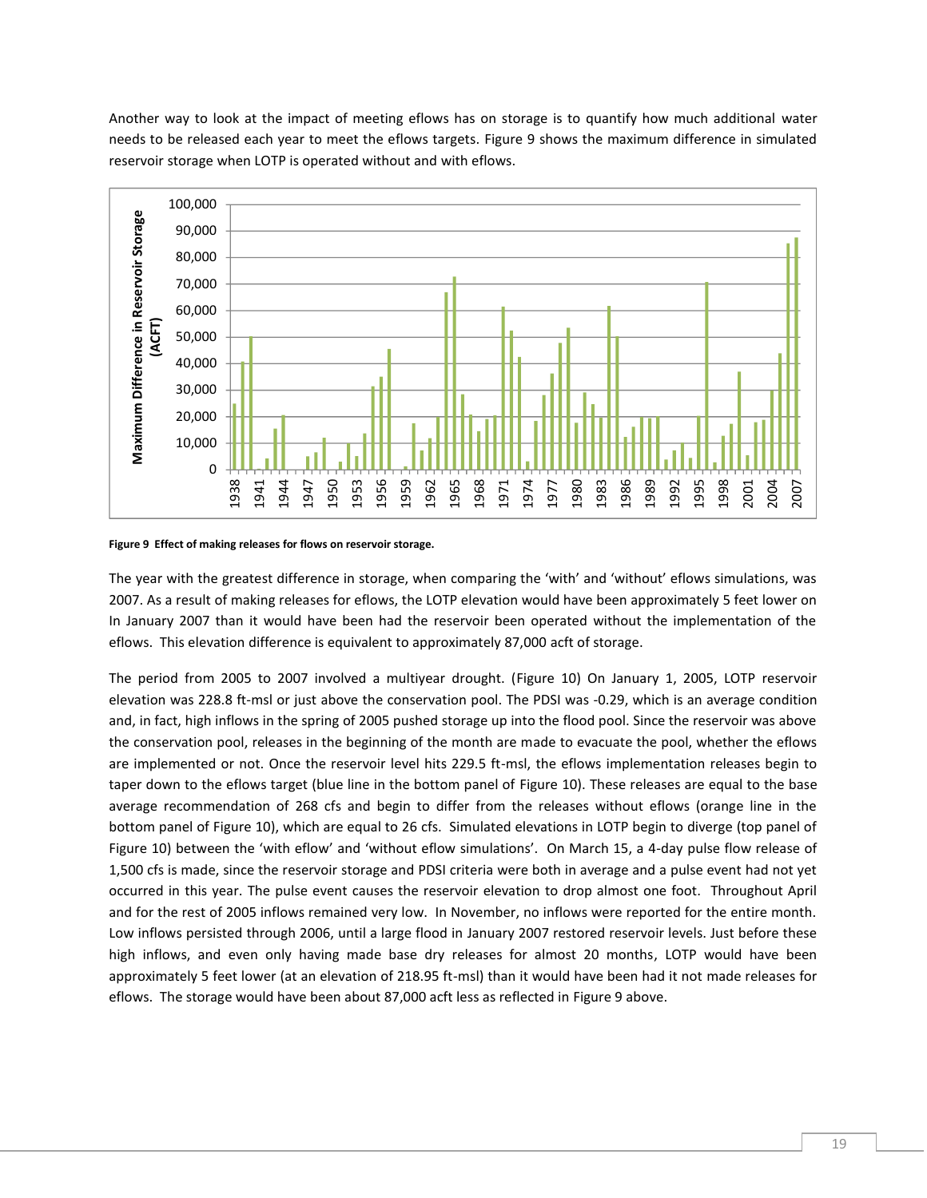Another way to look at the impact of meeting eflows has on storage is to quantify how much additional water needs to be released each year to meet the eflows targets. Figure 9 shows the maximum difference in simulated reservoir storage when LOTP is operated without and with eflows.

**Figure 9 Effect of making releases for flows on reservoir storage.**

The year with the greatest difference in storage, when comparing the 'with' and 'without' eflows simulations, was 2007. As a result of making releases for eflows, the LOTP elevation would have been approximately 5 feet lower on In January 2007 than it would have been had the reservoir been operated without the implementation of the eflows. This elevation difference is equivalent to approximately 87,000 acft of storage.

The period from 2005 to 2007 involved a multiyear drought. (Figure 10) On January 1, 2005, LOTP reservoir elevation was 228.8 ft-msl or just above the conservation pool. The PDSI was -0.29, which is an average condition and, in fact, high inflows in the spring of 2005 pushed storage up into the flood pool. Since the reservoir was above the conservation pool, releases in the beginning of the month are made to evacuate the pool, whether the eflows are implemented or not. Once the reservoir level hits 229.5 ft-msl, the eflows implementation releases begin to taper down to the eflows target (blue line in the bottom panel of Figure 10). These releases are equal to the base average recommendation of 268 cfs and begin to differ from the releases without eflows (orange line in the bottom panel of Figure 10), which are equal to 26 cfs. Simulated elevations in LOTP begin to diverge (top panel of Figure 10) between the 'with eflow' and 'without eflow simulations'. On March 15, a 4-day pulse flow release of 1,500 cfs is made, since the reservoir storage and PDSI criteria were both in average and a pulse event had not yet occurred in this year. The pulse event causes the reservoir elevation to drop almost one foot. Throughout April and for the rest of 2005 inflows remained very low. In November, no inflows were reported for the entire month. Low inflows persisted through 2006, until a large flood in January 2007 restored reservoir levels. Just before these high inflows, and even only having made base dry releases for almost 20 months, LOTP would have been approximately 5 feet lower (at an elevation of 218.95 ft-msl) than it would have been had it not made releases for eflows. The storage would have been about 87,000 acft less as reflected in Figure 9 above.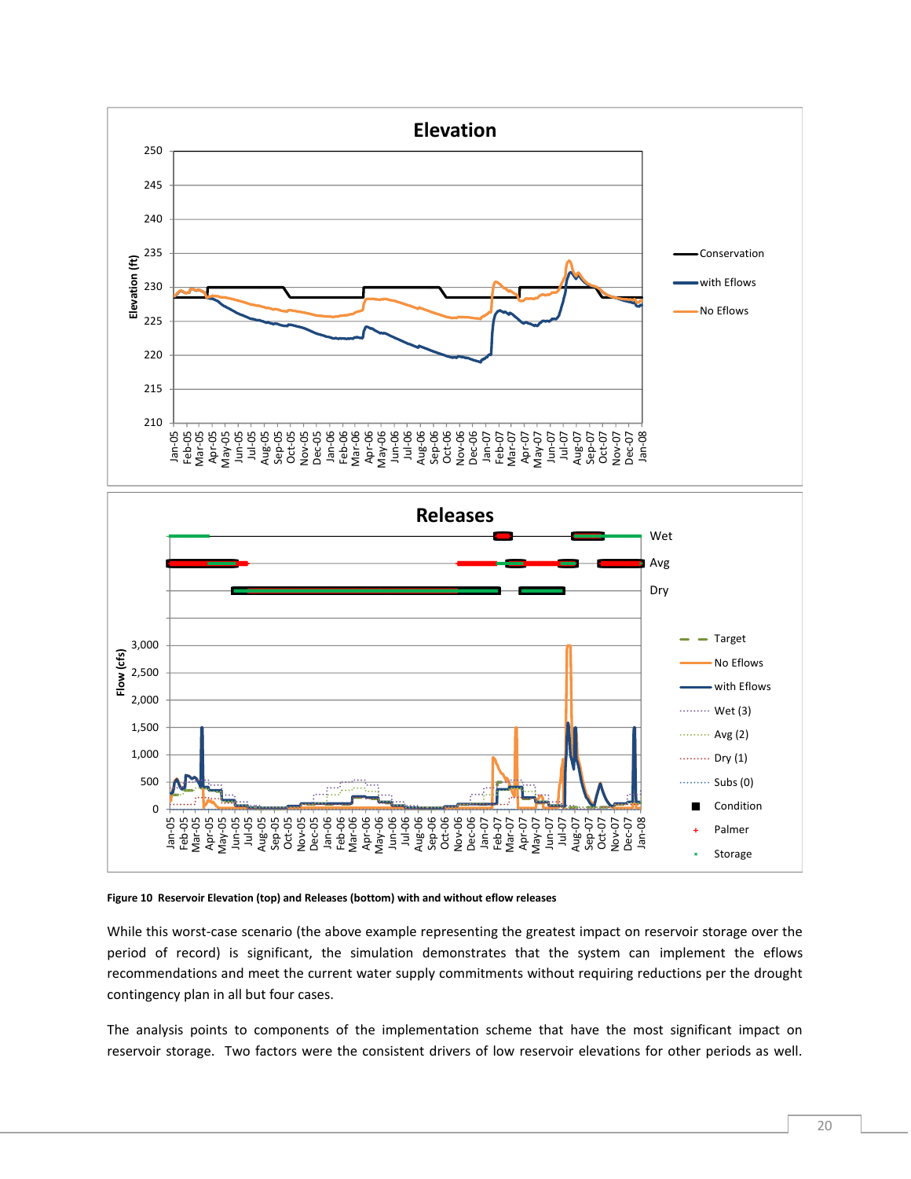Figure 10 Reservoir Elevation (top) and Releases (bottom) with and without eflow releases

While this worst-case scenario (the above example representing the greatest impact on reservoir storage over the period of record) is significant, the simulation demonstrates that the system can implement the eflows recommendations and meet the current water supply commitments without requiring reductions per the drought contingency plan in all but four cases.

The analysis points to components of the implementation scheme that have the most significant impact on reservoir storage. Two factors were the consistent drivers of low reservoir elevations for other periods as well.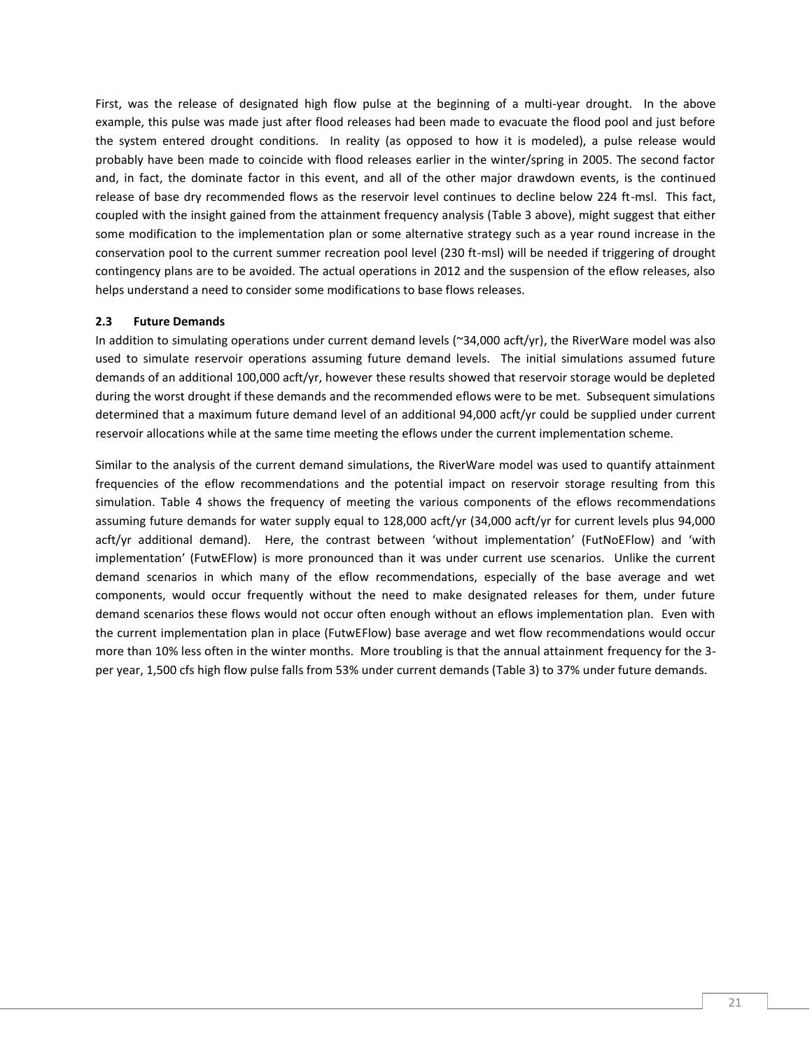First, was the release of designated high flow pulse at the beginning of a multi-year drought. In the above example, this pulse was made just after flood releases had been made to evacuate the flood pool and just before the system entered drought conditions. In reality (as opposed to how it is modeled), a pulse release would probably have been made to coincide with flood releases earlier in the winter/spring in 2005. The second factor and, in fact, the dominate factor in this event, and all of the other major drawdown events, is the continued release of base dry recommended flows as the reservoir level continues to decline below 224 ft-msl. This fact, coupled with the insight gained from the attainment frequency analysis (Table 3 above), might suggest that either some modification to the implementation plan or some alternative strategy such as a year round increase in the conservation pool to the current summer recreation pool level (230 ft-msl) will be needed if triggering of drought contingency plans are to be avoided. The actual operations in 2012 and the suspension of the eflow releases, also helps understand a need to consider some modifications to base flows releases.

### 2.3 Future Demands

In addition to simulating operations under current demand levels (~34,000 acft/yr), the RiverWare model was also used to simulate reservoir operations assuming future demand levels. The initial simulations assumed future demands of an additional 100,000 acft/yr, however these results showed that reservoir storage would be depleted during the worst drought if these demands and the recommended eflows were to be met. Subsequent simulations determined that a maximum future demand level of an additional 94,000 acft/yr could be supplied under current reservoir allocations while at the same time meeting the eflows under the current implementation scheme.

Similar to the analysis of the current demand simulations, the RiverWare model was used to quantify attainment frequencies of the eflow recommendations and the potential impact on reservoir storage resulting from this simulation. Table 4 shows the frequency of meeting the various components of the eflows recommendations assuming future demands for water supply equal to 128,000 acft/yr (34,000 acft/yr for current levels plus 94,000 acft/yr additional demand). Here, the contrast between 'without implementation' (FutNoEFlow) and 'with implementation' (FutwEFlow) is more pronounced than it was under current use scenarios. Unlike the current demand scenarios in which many of the eflow recommendations, especially of the base average and wet components, would occur frequently without the need to make designated releases for them, under future demand scenarios these flows would not occur often enough without an eflows implementation plan. Even with the current implementation plan in place (FutwEFlow) base average and wet flow recommendations would occur more than 10% less often in the winter months. More troubling is that the annual attainment frequency for the 3-per year, 1,500 cfs high flow pulse falls from 53% under current demands (Table 3) to 37% under future demands.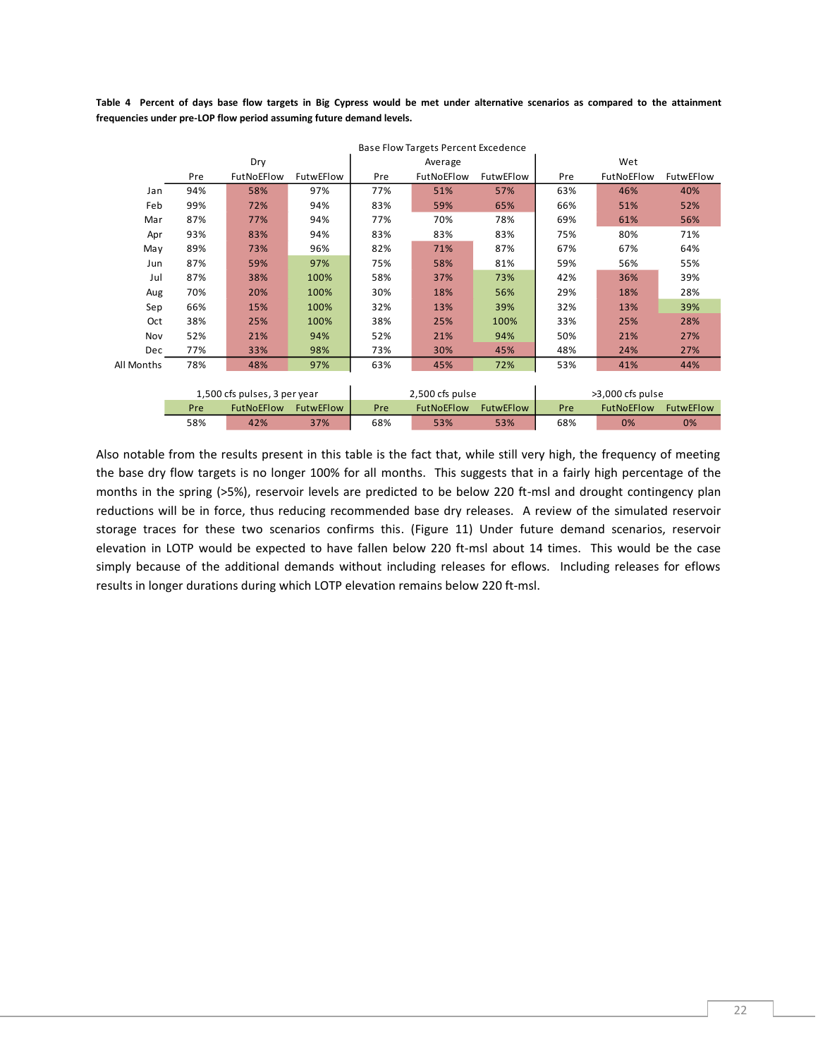**Table 4 Percent of days base flow targets in Big Cypress would be met under alternative scenarios as compared to the attainment frequencies under pre-LOP flow period assuming future demand levels.**

| | Base Flow Targets Percent Excedence | | | | | | | | |
|---|---|---|---|---|---|---|---|---|---|
| | Dry | | | Average | | | Wet | | |
| | Pre | FutNoEFlow | FutwEFlow | Pre | FutNoEFlow | FutwEFlow | Pre | FutNoEFlow | FutwEFlow |
| Jan | 94% | 58% | 97% | 77% | 51% | 57% | 63% | 46% | 40% |
| Feb | 99% | 72% | 94% | 83% | 59% | 65% | 66% | 51% | 52% |
| Mar | 87% | 77% | 94% | 77% | 70% | 78% | 69% | 61% | 56% |
| Apr | 93% | 83% | 94% | 83% | 83% | 83% | 75% | 80% | 71% |
| May | 89% | 73% | 96% | 82% | 71% | 87% | 67% | 67% | 64% |
| Jun | 87% | 59% | 97% | 75% | 58% | 81% | 59% | 56% | 55% |
| Jul | 87% | 38% | 100% | 58% | 37% | 73% | 42% | 36% | 39% |
| Aug | 70% | 20% | 100% | 30% | 18% | 56% | 29% | 18% | 28% |
| Sep | 66% | 15% | 100% | 32% | 13% | 39% | 32% | 13% | 39% |
| Oct | 38% | 25% | 100% | 38% | 25% | 100% | 33% | 25% | 28% |
| Nov | 52% | 21% | 94% | 52% | 21% | 94% | 50% | 21% | 27% |
| Dec | 77% | 33% | 98% | 73% | 30% | 45% | 48% | 24% | 27% |
| All Months | 78% | 48% | 97% | 63% | 45% | 72% | 53% | 41% | 44% |

| 1,500 cfs pulses, 3 per year | | | 2,500 cfs pulse | | | >3,000 cfs pulse | | |
|---|---|---|---|---|---|---|---|---|
| Pre | FutNoEFlow | FutwEFlow | Pre | FutNoEFlow | FutwEFlow | Pre | FutNoEFlow | FutwEFlow |
| 58% | 42% | 37% | 68% | 53% | 53% | 68% | 0% | 0% |

Also notable from the results present in this table is the fact that, while still very high, the frequency of meeting the base dry flow targets is no longer 100% for all months. This suggests that in a fairly high percentage of the months in the spring (>5%), reservoir levels are predicted to be below 220 ft-msl and drought contingency plan reductions will be in force, thus reducing recommended base dry releases. A review of the simulated reservoir storage traces for these two scenarios confirms this. (Figure 11) Under future demand scenarios, reservoir elevation in LOTP would be expected to have fallen below 220 ft-msl about 14 times. This would be the case simply because of the additional demands without including releases for eflows. Including releases for eflows results in longer durations during which LOTP elevation remains below 220 ft-msl.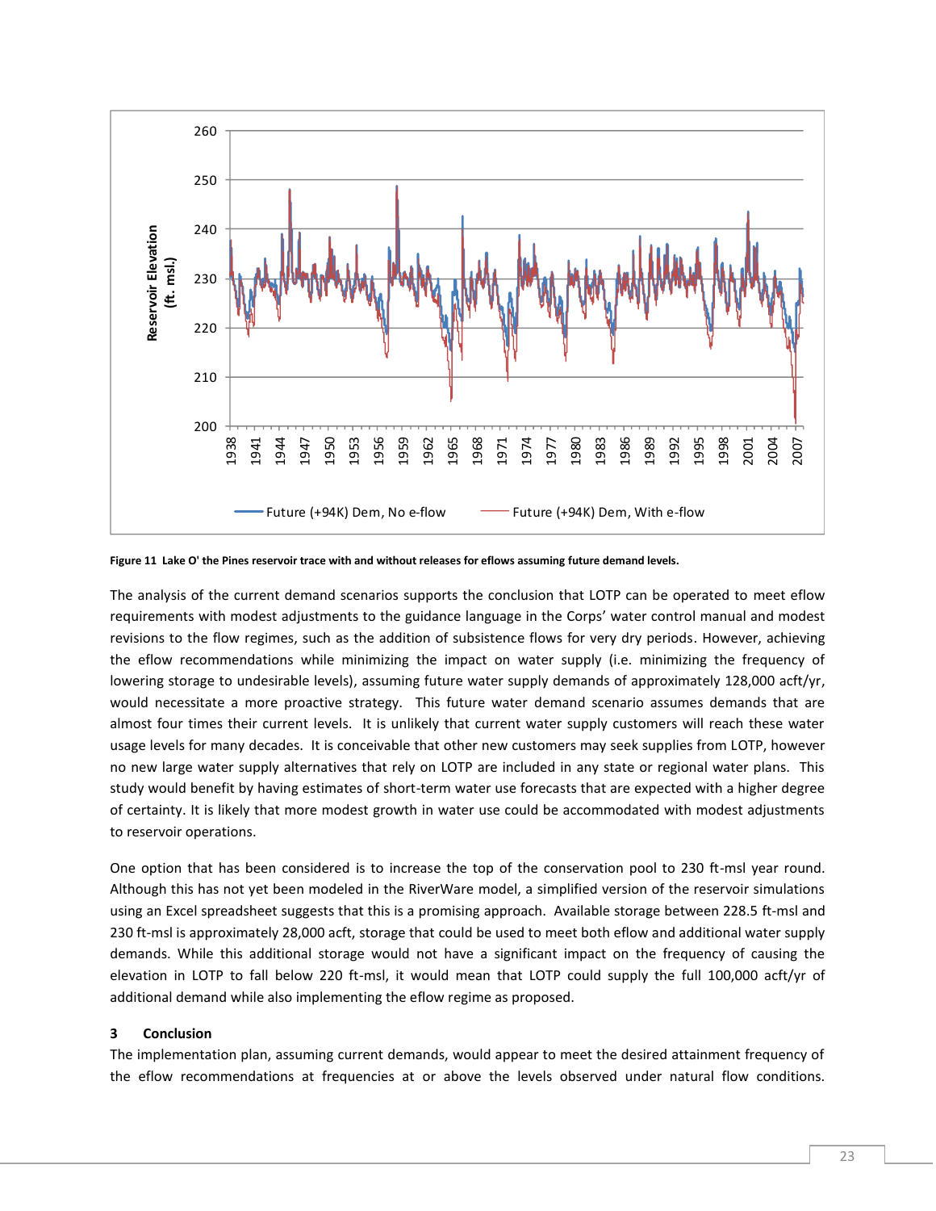Figure 11 Lake O' the Pines reservoir trace with and without releases for eflows assuming future demand levels.

The analysis of the current demand scenarios supports the conclusion that LOTP can be operated to meet eflow requirements with modest adjustments to the guidance language in the Corps' water control manual and modest revisions to the flow regimes, such as the addition of subsistence flows for very dry periods. However, achieving the eflow recommendations while minimizing the impact on water supply (i.e. minimizing the frequency of lowering storage to undesirable levels), assuming future water supply demands of approximately 128,000 acft/yr, would necessitate a more proactive strategy. This future water demand scenario assumes demands that are almost four times their current levels. It is unlikely that current water supply customers will reach these water usage levels for many decades. It is conceivable that other new customers may seek supplies from LOTP, however no new large water supply alternatives that rely on LOTP are included in any state or regional water plans. This study would benefit by having estimates of short-term water use forecasts that are expected with a higher degree of certainty. It is likely that more modest growth in water use could be accommodated with modest adjustments to reservoir operations.

One option that has been considered is to increase the top of the conservation pool to 230 ft-msl year round. Although this has not yet been modeled in the RiverWare model, a simplified version of the reservoir simulations using an Excel spreadsheet suggests that this is a promising approach. Available storage between 228.5 ft-msl and 230 ft-msl is approximately 28,000 acft, storage that could be used to meet both eflow and additional water supply demands. While this additional storage would not have a significant impact on the frequency of causing the elevation in LOTP to fall below 220 ft-msl, it would mean that LOTP could supply the full 100,000 acft/yr of additional demand while also implementing the eflow regime as proposed.

## 3 Conclusion

The implementation plan, assuming current demands, would appear to meet the desired attainment frequency of the eflow recommendations at frequencies at or above the levels observed under natural flow conditions.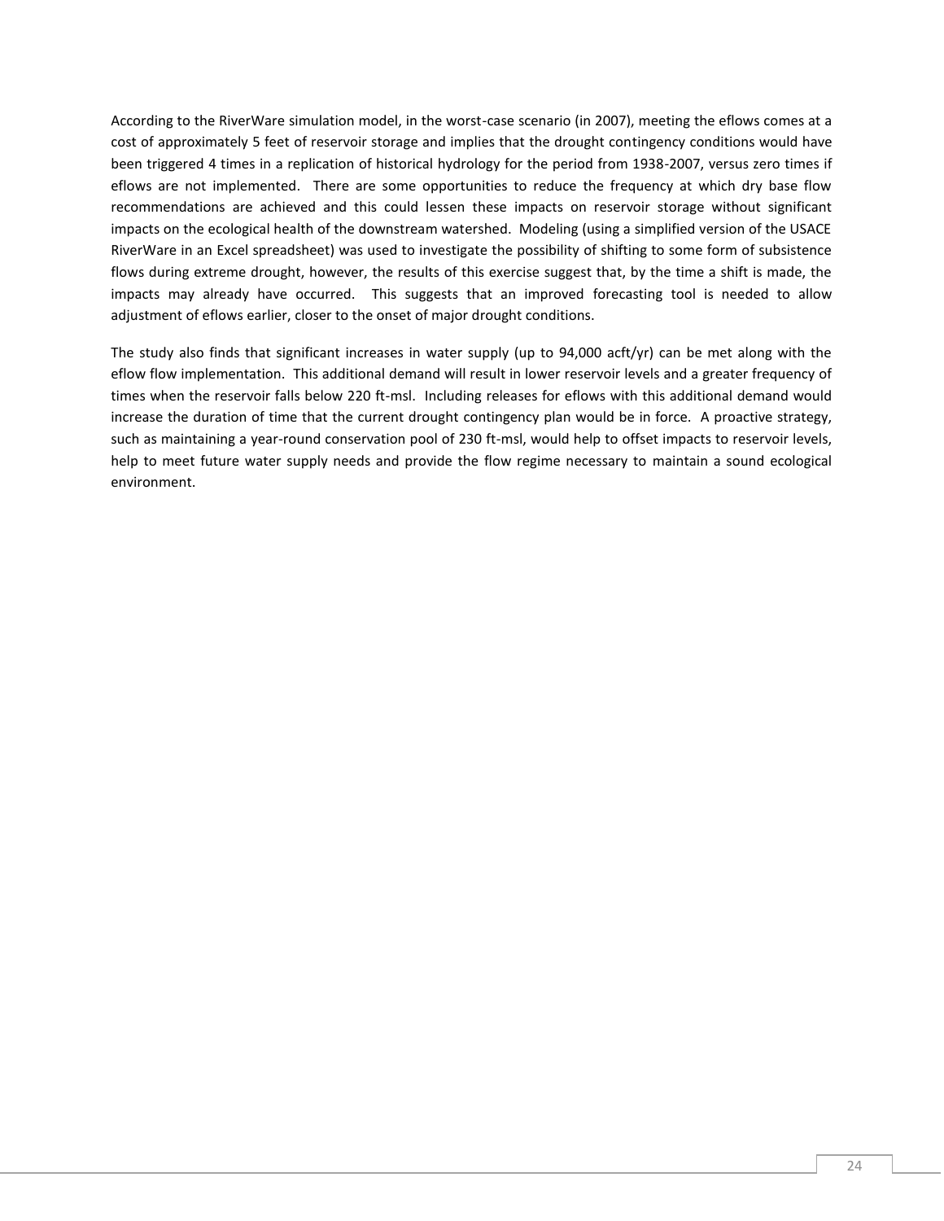According to the RiverWare simulation model, in the worst-case scenario (in 2007), meeting the eflows comes at a cost of approximately 5 feet of reservoir storage and implies that the drought contingency conditions would have been triggered 4 times in a replication of historical hydrology for the period from 1938-2007, versus zero times if eflows are not implemented. There are some opportunities to reduce the frequency at which dry base flow recommendations are achieved and this could lessen these impacts on reservoir storage without significant impacts on the ecological health of the downstream watershed. Modeling (using a simplified version of the USACE RiverWare in an Excel spreadsheet) was used to investigate the possibility of shifting to some form of subsistence flows during extreme drought, however, the results of this exercise suggest that, by the time a shift is made, the impacts may already have occurred. This suggests that an improved forecasting tool is needed to allow adjustment of eflows earlier, closer to the onset of major drought conditions.

The study also finds that significant increases in water supply (up to 94,000 acft/yr) can be met along with the eflow flow implementation. This additional demand will result in lower reservoir levels and a greater frequency of times when the reservoir falls below 220 ft-msl. Including releases for eflows with this additional demand would increase the duration of time that the current drought contingency plan would be in force. A proactive strategy, such as maintaining a year-round conservation pool of 230 ft-msl, would help to offset impacts to reservoir levels, help to meet future water supply needs and provide the flow regime necessary to maintain a sound ecological environment.